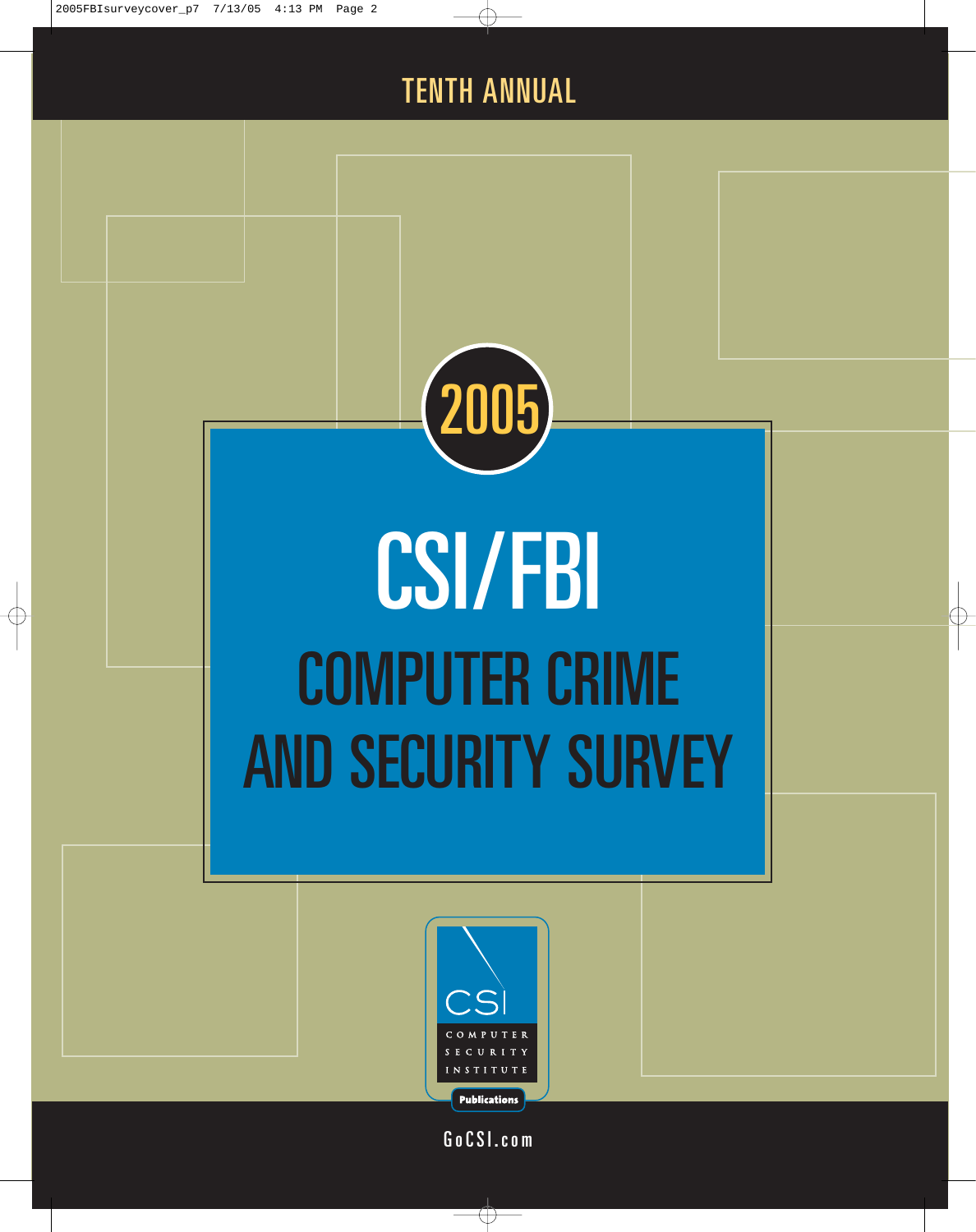TENTH ANNUAL

2005

# CSI/FBI

# COMPUTER CRIME AND SECURITY SURVEY

CSI

COMPUTER SECURITY INSTITUTE

Publications

GoCSI.com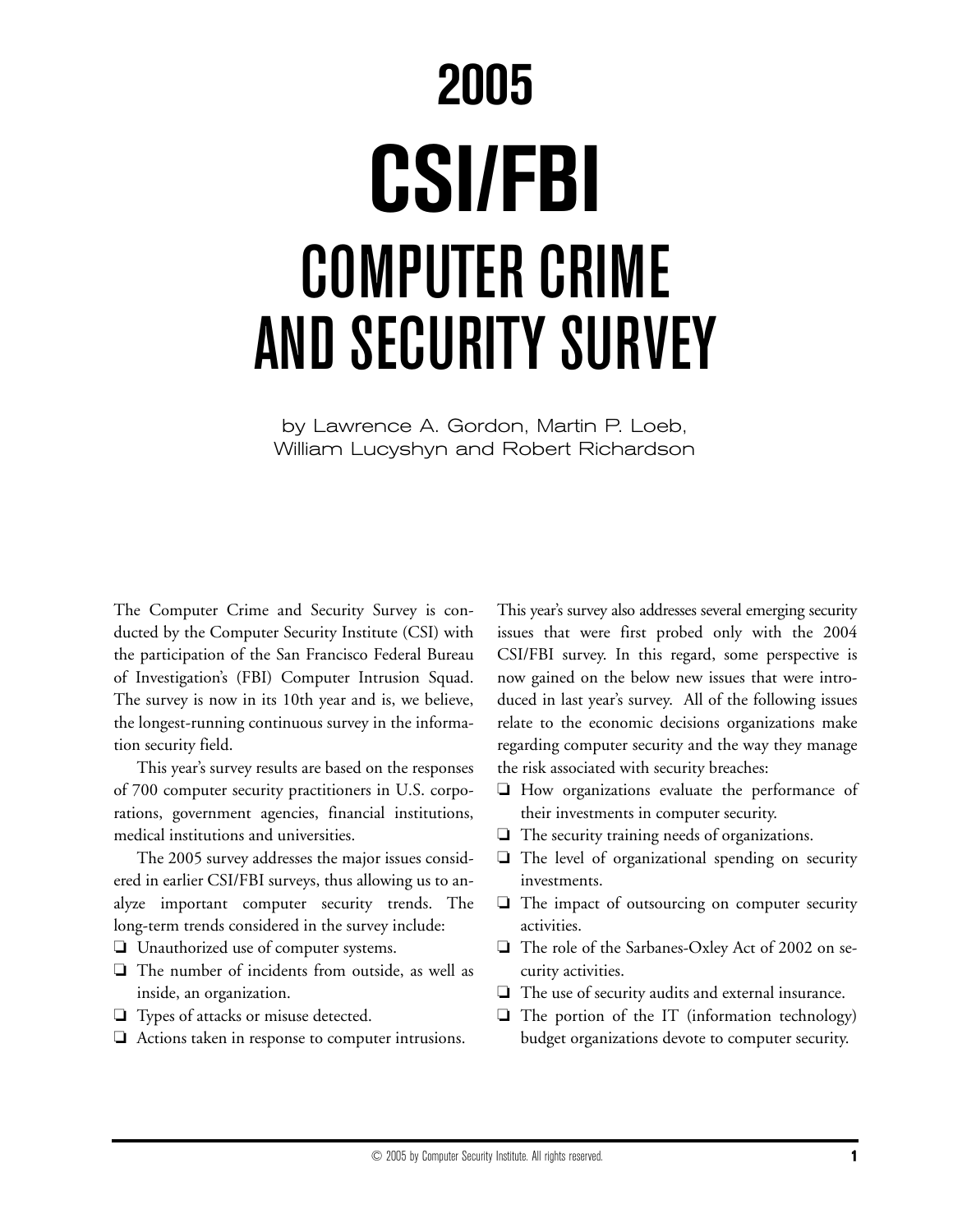# 2005

# CSI/FBI

# COMPUTER CRIME AND SECURITY SURVEY

by Lawrence A. Gordon, Martin P. Loeb, William Lucyshyn and Robert Richardson

The Computer Crime and Security Survey is conducted by the Computer Security Institute (CSI) with the participation of the San Francisco Federal Bureau of Investigation's (FBI) Computer Intrusion Squad. The survey is now in its 10th year and is, we believe, the longest-running continuous survey in the information security field.

This year's survey results are based on the responses of 700 computer security practitioners in U.S. corporations, government agencies, financial institutions, medical institutions and universities.

The 2005 survey addresses the major issues considered in earlier CSI/FBI surveys, thus allowing us to analyze important computer security trends. The long-term trends considered in the survey include:

- Unauthorized use of computer systems.
- The number of incidents from outside, as well as inside, an organization.
- Types of attacks or misuse detected.
- Actions taken in response to computer intrusions.

This year's survey also addresses several emerging security issues that were first probed only with the 2004 CSI/FBI survey. In this regard, some perspective is now gained on the below new issues that were introduced in last year's survey. All of the following issues relate to the economic decisions organizations make regarding computer security and the way they manage the risk associated with security breaches:

- How organizations evaluate the performance of their investments in computer security.
- The security training needs of organizations.
- The level of organizational spending on security investments.
- The impact of outsourcing on computer security activities.
- The role of the Sarbanes-Oxley Act of 2002 on security activities.
- The use of security audits and external insurance.
- The portion of the IT (information technology) budget organizations devote to computer security.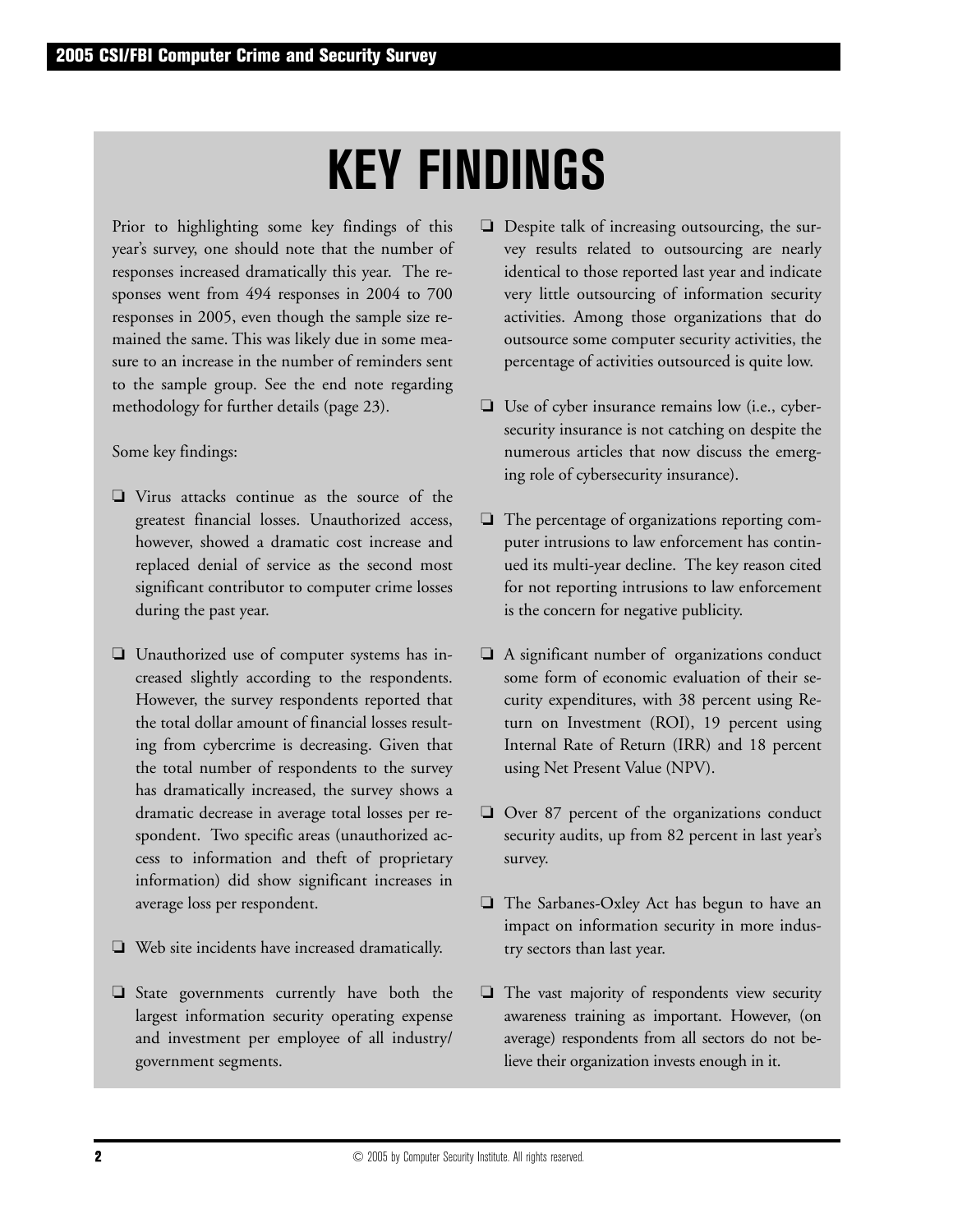# KEY FINDINGS

Prior to highlighting some key findings of this year's survey, one should note that the number of responses increased dramatically this year. The responses went from 494 responses in 2004 to 700 responses in 2005, even though the sample size remained the same. This was likely due in some measure to an increase in the number of reminders sent to the sample group. See the end note regarding methodology for further details (page 23).

Some key findings:

- Virus attacks continue as the source of the greatest financial losses. Unauthorized access, however, showed a dramatic cost increase and replaced denial of service as the second most significant contributor to computer crime losses during the past year.
- Unauthorized use of computer systems has increased slightly according to the respondents. However, the survey respondents reported that the total dollar amount of financial losses resulting from cybercrime is decreasing. Given that the total number of respondents to the survey has dramatically increased, the survey shows a dramatic decrease in average total losses per respondent. Two specific areas (unauthorized access to information and theft of proprietary information) did show significant increases in average loss per respondent.
- Web site incidents have increased dramatically.
- State governments currently have both the largest information security operating expense and investment per employee of all industry/ government segments.
- Despite talk of increasing outsourcing, the survey results related to outsourcing are nearly identical to those reported last year and indicate very little outsourcing of information security activities. Among those organizations that do outsource some computer security activities, the percentage of activities outsourced is quite low.
- Use of cyber insurance remains low (i.e., cybersecurity insurance is not catching on despite the numerous articles that now discuss the emerging role of cybersecurity insurance).
- The percentage of organizations reporting computer intrusions to law enforcement has continued its multi-year decline. The key reason cited for not reporting intrusions to law enforcement is the concern for negative publicity.
- A significant number of organizations conduct some form of economic evaluation of their security expenditures, with 38 percent using Return on Investment (ROI), 19 percent using Internal Rate of Return (IRR) and 18 percent using Net Present Value (NPV).
- Over 87 percent of the organizations conduct security audits, up from 82 percent in last year's survey.
- The Sarbanes-Oxley Act has begun to have an impact on information security in more industry sectors than last year.
- The vast majority of respondents view security awareness training as important. However, (on average) respondents from all sectors do not believe their organization invests enough in it.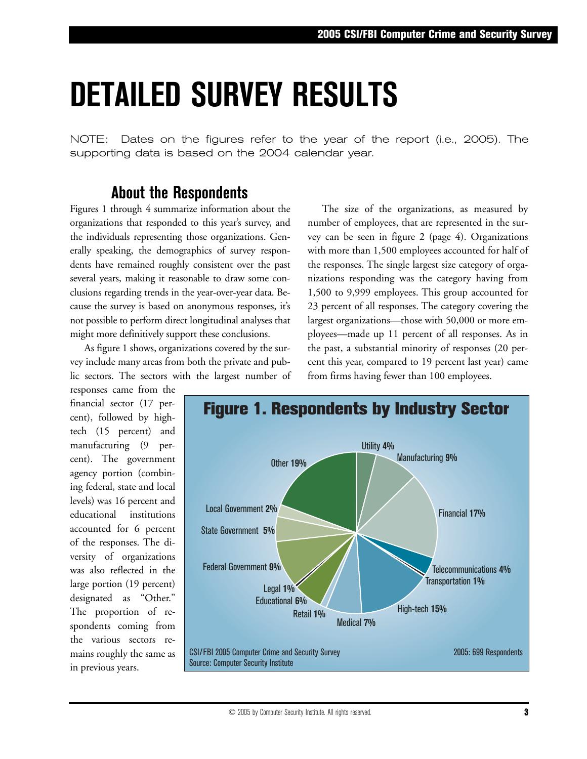# DETAILED SURVEY RESULTS

NOTE: Dates on the figures refer to the year of the report (i.e., 2005). The supporting data is based on the 2004 calendar year.

## About the Respondents

Figures 1 through 4 summarize information about the organizations that responded to this year's survey, and the individuals representing those organizations. Generally speaking, the demographics of survey respondents have remained roughly consistent over the past several years, making it reasonable to draw some conclusions regarding trends in the year-over-year data. Because the survey is based on anonymous responses, it's not possible to perform direct longitudinal analyses that might more definitively support these conclusions.

As figure 1 shows, organizations covered by the survey include many areas from both the private and public sectors. The sectors with the largest number of responses came from the financial sector (17 percent), followed by high-tech (15 percent) and manufacturing (9 percent). The government agency portion (combining federal, state and local levels) was 16 percent and educational institutions accounted for 6 percent of the responses. The diversity of organizations was also reflected in the large portion (19 percent) designated as "Other." The proportion of respondents coming from the various sectors remains roughly the same as in previous years.

The size of the organizations, as measured by number of employees, that are represented in the survey can be seen in figure 2 (page 4). Organizations with more than 1,500 employees accounted for half of the responses. The single largest size category of organizations responding was the category having from 1,500 to 9,999 employees. This group accounted for 23 percent of all responses. The category covering the largest organizations—those with 50,000 or more employees—made up 11 percent of all responses. As in the past, a substantial minority of responses (20 percent this year, compared to 19 percent last year) came from firms having fewer than 100 employees.

**Figure 1. Respondents by Industry Sector**

| Sector | Percent |
|---|---|
| Utility | 4% |
| Manufacturing | 9% |
| Financial | 17% |
| Telecommunications | 4% |
| Transportation | 1% |
| High-tech | 15% |
| Medical | 7% |
| Retail | 1% |
| Educational | 6% |
| Legal | 1% |
| Federal Government | 9% |
| State Government | 5% |
| Local Government | 2% |
| Other | 19% |

CSI/FBI 2005 Computer Crime and Security Survey
Source: Computer Security Institute

2005: 699 Respondents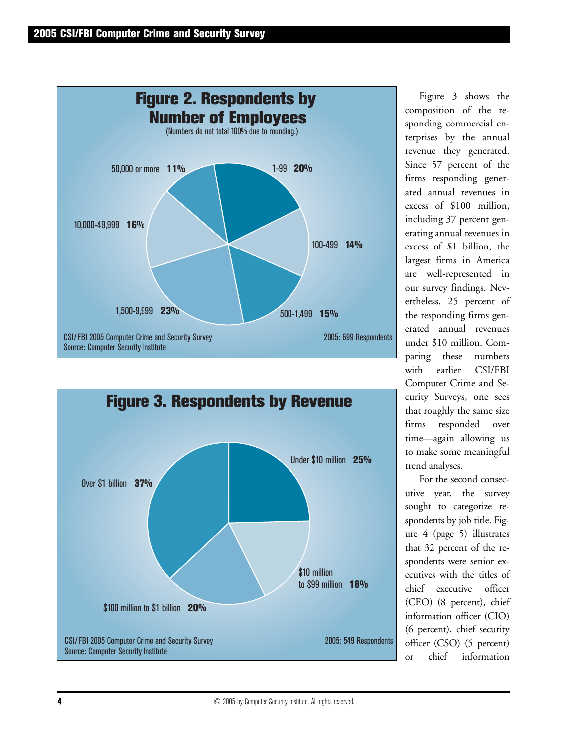## Figure 2. Respondents by Number of Employees

(Numbers do not total 100% due to rounding.)

| Number of Employees | Percent |
|---|---|
| 1-99 | 20% |
| 100-499 | 14% |
| 500-1,499 | 15% |
| 1,500-9,999 | 23% |
| 10,000-49,999 | 16% |
| 50,000 or more | 11% |

CSI/FBI 2005 Computer Crime and Security Survey
Source: Computer Security Institute

2005: 699 Respondents

## Figure 3. Respondents by Revenue

| Revenue | Percent |
|---|---|
| Under $10 million | 25% |
| $10 million to $99 million | 18% |
| $100 million to $1 billion | 20% |
| Over $1 billion | 37% |

CSI/FBI 2005 Computer Crime and Security Survey
Source: Computer Security Institute

2005: 549 Respondents

Figure 3 shows the composition of the responding commercial enterprises by the annual revenue they generated. Since 57 percent of the firms responding generated annual revenues in excess of $100 million, including 37 percent generating annual revenues in excess of $1 billion, the largest firms in America are well-represented in our survey findings. Nevertheless, 25 percent of the responding firms generated annual revenues under $10 million. Comparing these numbers with earlier CSI/FBI Computer Crime and Security Surveys, one sees that roughly the same size firms responded over time—again allowing us to make some meaningful trend analyses.

For the second consecutive year, the survey sought to categorize respondents by job title. Figure 4 (page 5) illustrates that 32 percent of the respondents were senior executives with the titles of chief executive officer (CEO) (8 percent), chief information officer (CIO) (6 percent), chief security officer (CSO) (5 percent) or chief information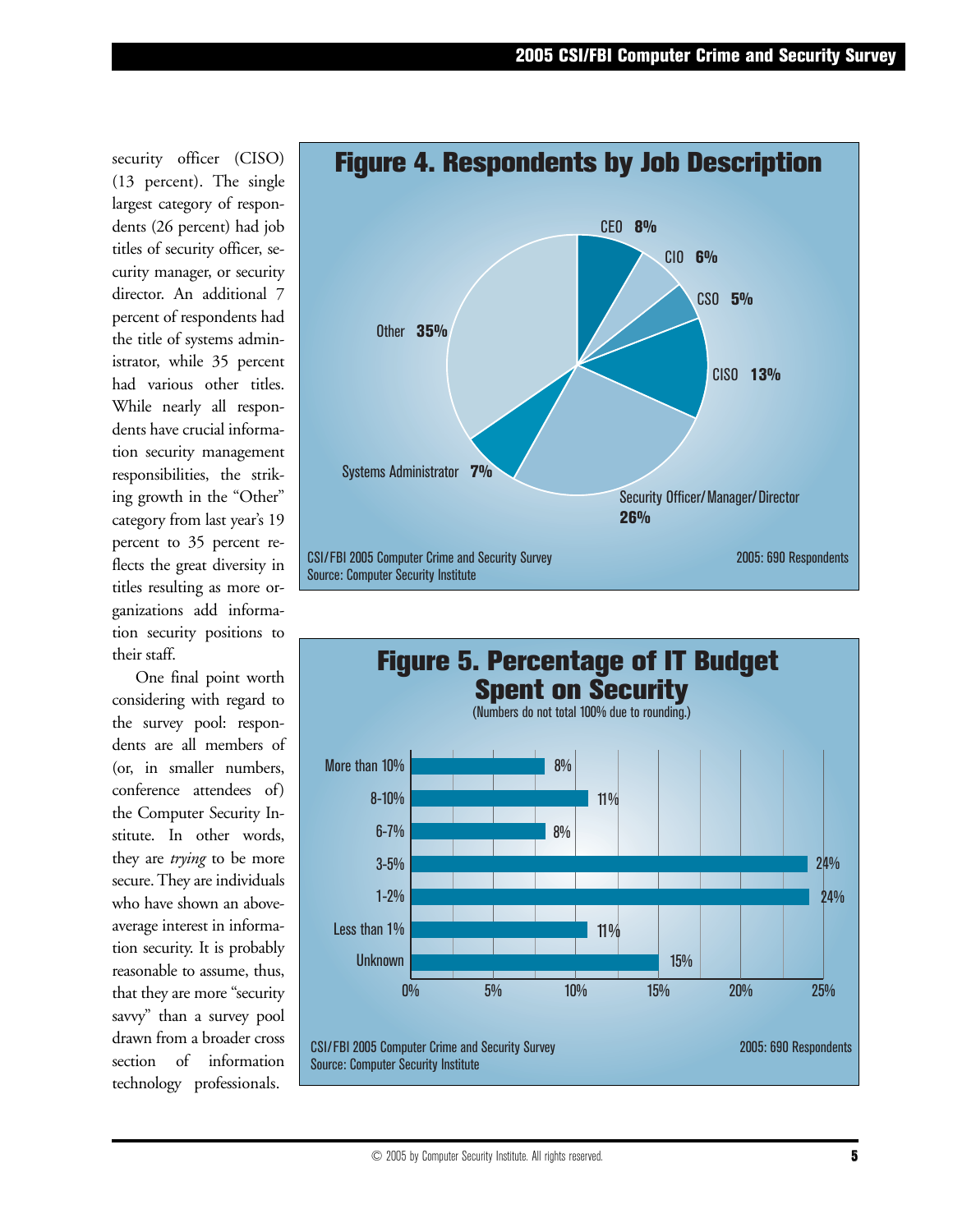security officer (CISO) (13 percent). The single largest category of respondents (26 percent) had job titles of security officer, security manager, or security director. An additional 7 percent of respondents had the title of systems administrator, while 35 percent had various other titles. While nearly all respondents have crucial information security management responsibilities, the striking growth in the "Other" category from last year's 19 percent to 35 percent reflects the great diversity in titles resulting as more organizations add information security positions to their staff.

One final point worth considering with regard to the survey pool: respondents are all members of (or, in smaller numbers, conference attendees of) the Computer Security Institute. In other words, they are *trying* to be more secure. They are individuals who have shown an above-average interest in information security. It is probably reasonable to assume, thus, that they are more "security savvy" than a survey pool drawn from a broader cross section of information technology professionals.

## Figure 4. Respondents by Job Description

| Job Description | Percentage |
|---|---|
| CEO | 8% |
| CIO | 6% |
| CSO | 5% |
| CISO | 13% |
| Security Officer/Manager/Director | 26% |
| Systems Administrator | 7% |
| Other | 35% |

CSI/FBI 2005 Computer Crime and Security Survey
Source: Computer Security Institute

2005: 690 Respondents

## Figure 5. Percentage of IT Budget Spent on Security

(Numbers do not total 100% due to rounding.)

| Percentage of IT Budget | Respondents |
|---|---|
| More than 10% | 8% |
| 8-10% | 11% |
| 6-7% | 8% |
| 3-5% | 24% |
| 1-2% | 24% |
| Less than 1% | 11% |
| Unknown | 15% |

CSI/FBI 2005 Computer Crime and Security Survey
Source: Computer Security Institute

2005: 690 Respondents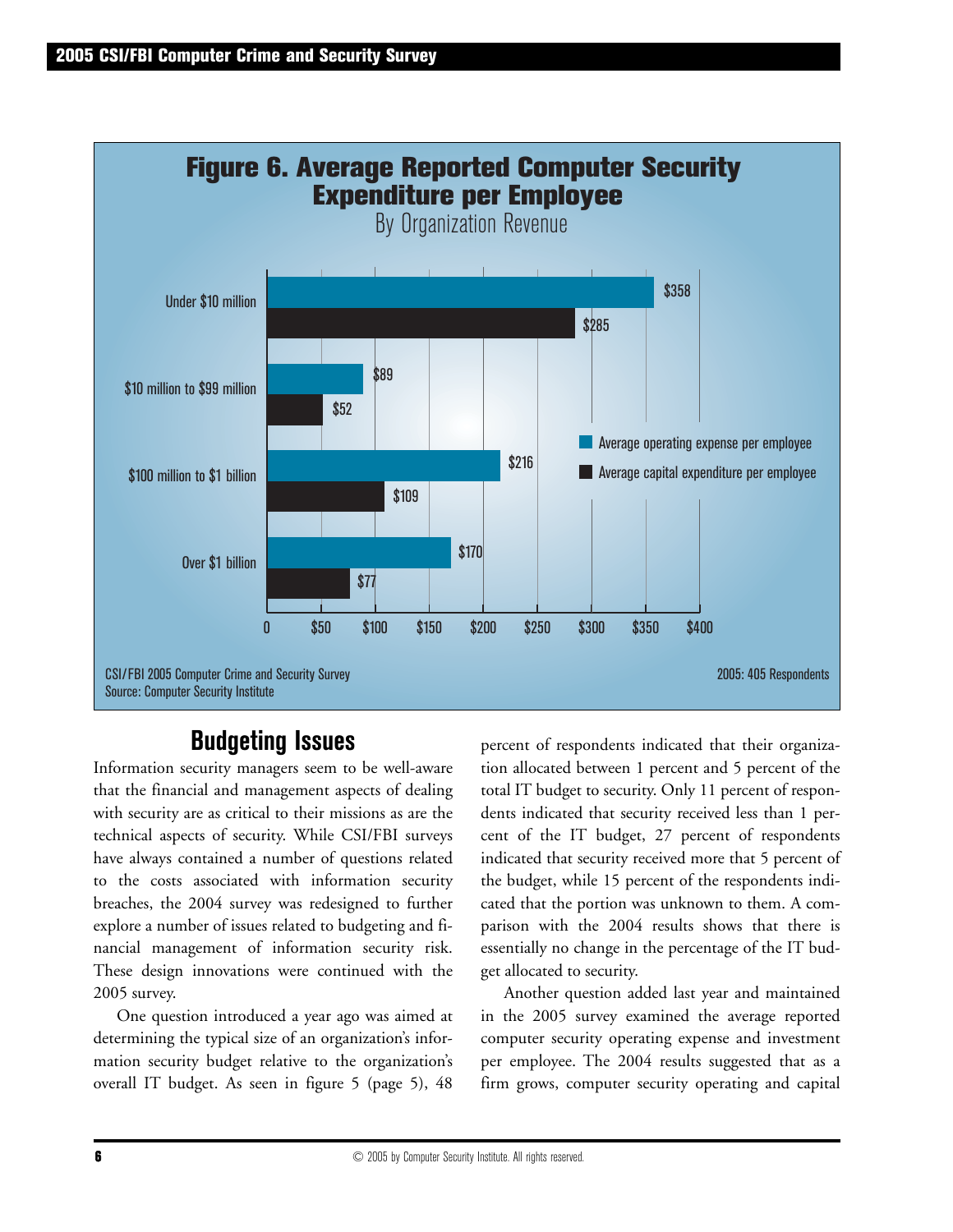## Figure 6. Average Reported Computer Security Expenditure per Employee

By Organization Revenue

| Organization Revenue | Average operating expense per employee | Average capital expenditure per employee |
|---|---|---|
| Under $10 million | $358 | $285 |
| $10 million to $99 million | $89 | $52 |
| $100 million to $1 billion | $216 | $109 |
| Over $1 billion | $170 | $77 |

CSI/FBI 2005 Computer Crime and Security Survey
Source: Computer Security Institute

2005: 405 Respondents

## Budgeting Issues

Information security managers seem to be well-aware that the financial and management aspects of dealing with security are as critical to their missions as are the technical aspects of security. While CSI/FBI surveys have always contained a number of questions related to the costs associated with information security breaches, the 2004 survey was redesigned to further explore a number of issues related to budgeting and financial management of information security risk. These design innovations were continued with the 2005 survey.

One question introduced a year ago was aimed at determining the typical size of an organization's information security budget relative to the organization's overall IT budget. As seen in figure 5 (page 5), 48 percent of respondents indicated that their organization allocated between 1 percent and 5 percent of the total IT budget to security. Only 11 percent of respondents indicated that security received less than 1 percent of the IT budget, 27 percent of respondents indicated that security received more that 5 percent of the budget, while 15 percent of the respondents indicated that the portion was unknown to them. A comparison with the 2004 results shows that there is essentially no change in the percentage of the IT budget allocated to security.

Another question added last year and maintained in the 2005 survey examined the average reported computer security operating expense and investment per employee. The 2004 results suggested that as a firm grows, computer security operating and capital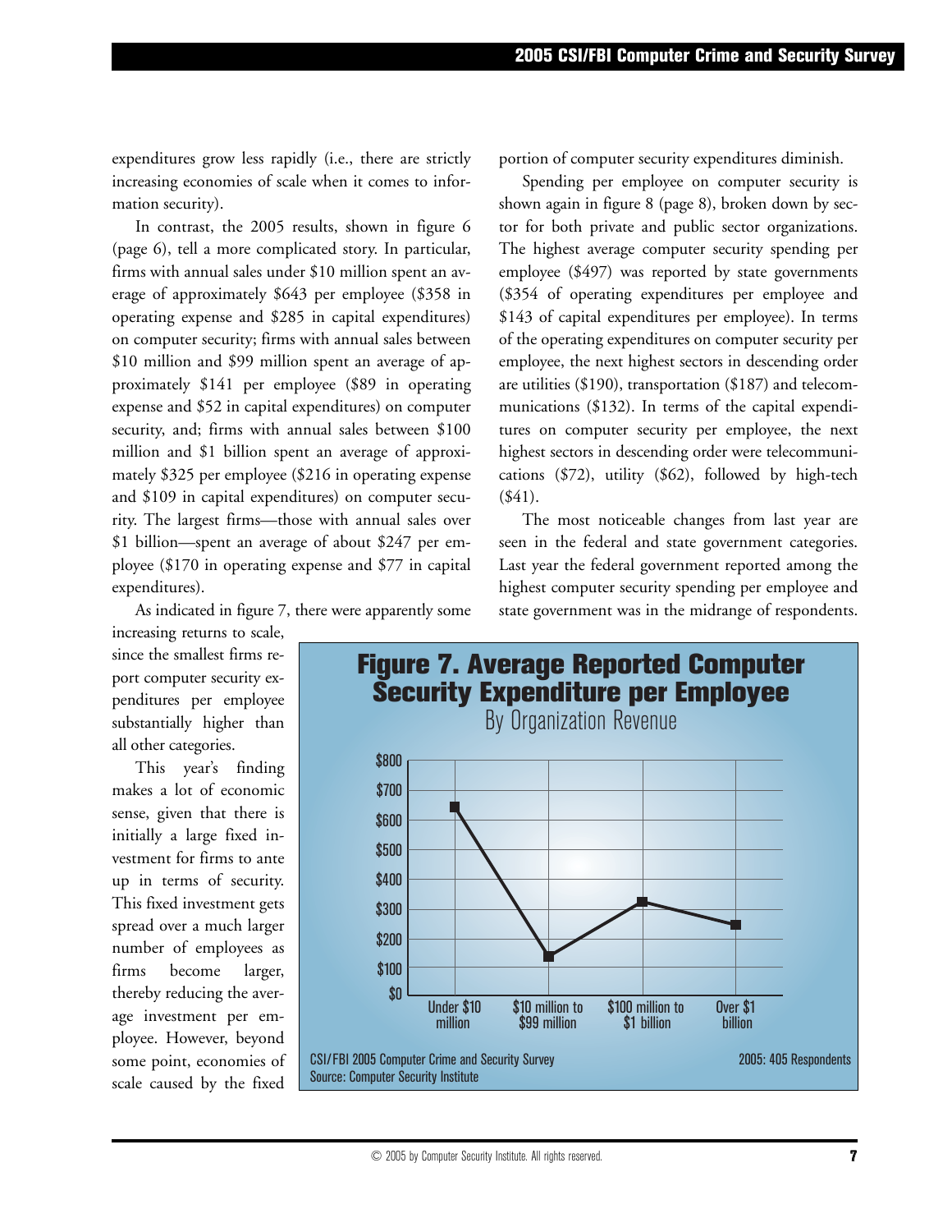expenditures grow less rapidly (i.e., there are strictly increasing economies of scale when it comes to information security).

In contrast, the 2005 results, shown in figure 6 (page 6), tell a more complicated story. In particular, firms with annual sales under $10 million spent an average of approximately $643 per employee ($358 in operating expense and $285 in capital expenditures) on computer security; firms with annual sales between $10 million and $99 million spent an average of approximately $141 per employee ($89 in operating expense and $52 in capital expenditures) on computer security, and; firms with annual sales between $100 million and $1 billion spent an average of approximately $325 per employee ($216 in operating expense and $109 in capital expenditures) on computer security. The largest firms—those with annual sales over $1 billion—spent an average of about $247 per employee ($170 in operating expense and $77 in capital expenditures).

As indicated in figure 7, there were apparently some increasing returns to scale, since the smallest firms report computer security expenditures per employee substantially higher than all other categories.

This year's finding makes a lot of economic sense, given that there is initially a large fixed investment for firms to ante up in terms of security. This fixed investment gets spread over a much larger number of employees as firms become larger, thereby reducing the average investment per employee. However, beyond some point, economies of scale caused by the fixed portion of computer security expenditures diminish.

Spending per employee on computer security is shown again in figure 8 (page 8), broken down by sector for both private and public sector organizations. The highest average computer security spending per employee ($497) was reported by state governments ($354 of operating expenditures per employee and $143 of capital expenditures per employee). In terms of the operating expenditures on computer security per employee, the next highest sectors in descending order are utilities ($190), transportation ($187) and telecommunications ($132). In terms of the capital expenditures on computer security per employee, the next highest sectors in descending order were telecommunications ($72), utility ($62), followed by high-tech ($41).

The most noticeable changes from last year are seen in the federal and state government categories. Last year the federal government reported among the highest computer security spending per employee and state government was in the midrange of respondents.

**Figure 7. Average Reported Computer Security Expenditure per Employee**
By Organization Revenue

| Organization Revenue | Average Expenditure per Employee |
|---|---|
| Under $10 million | ~$643 |
| $10 million to $99 million | ~$141 |
| $100 million to $1 billion | ~$325 |
| Over $1 billion | ~$247 |

CSI/FBI 2005 Computer Crime and Security Survey
Source: Computer Security Institute
2005: 405 Respondents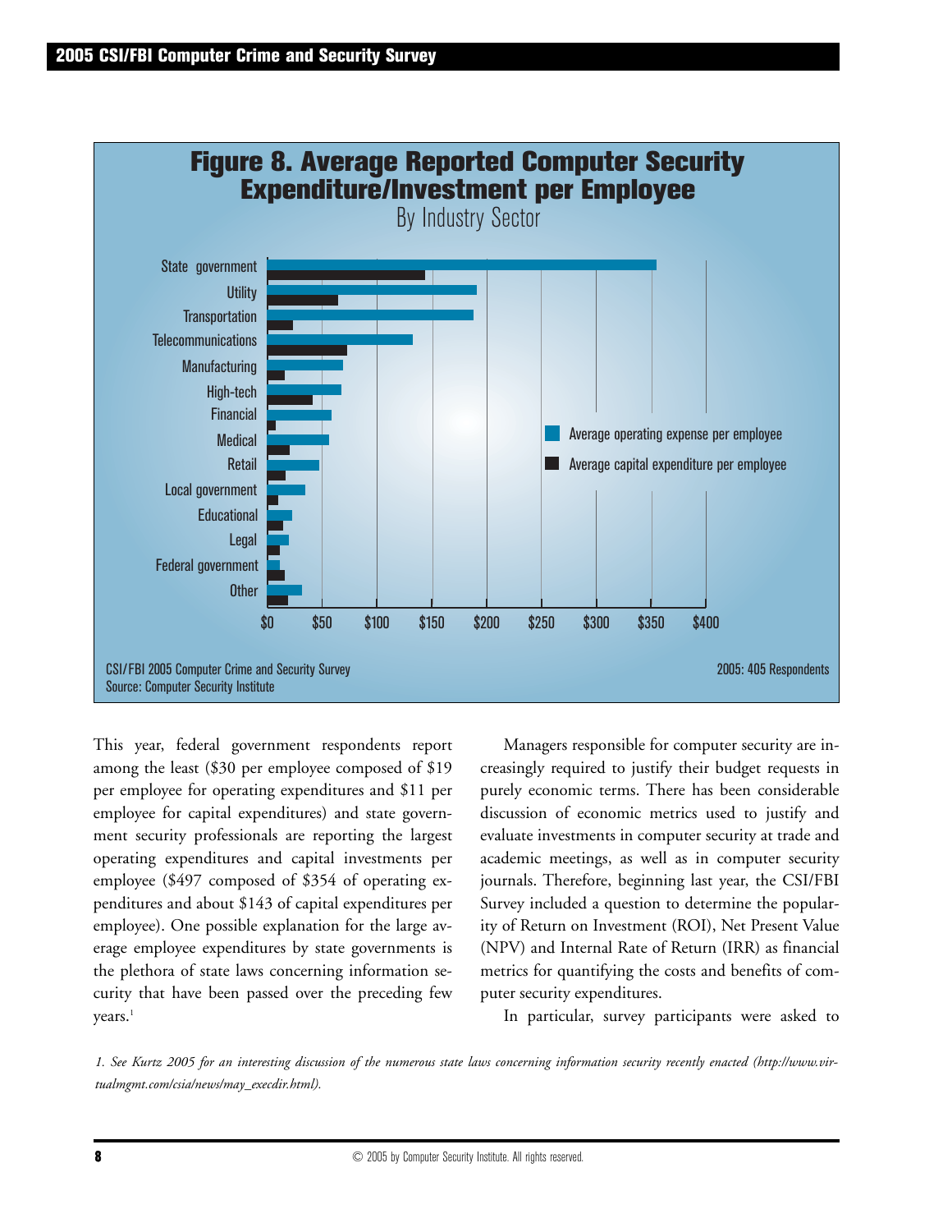**Figure 8. Average Reported Computer Security Expenditure/Investment per Employee**

By Industry Sector

Average operating expense per employee / Average capital expenditure per employee

State government, Utility, Transportation, Telecommunications, Manufacturing, High-tech, Financial, Medical, Retail, Local government, Educational, Legal, Federal government, Other

$0 $50 $100 $150 $200 $250 $300 $350 $400

CSI/FBI 2005 Computer Crime and Security Survey
Source: Computer Security Institute

2005: 405 Respondents

This year, federal government respondents report among the least ($30 per employee composed of $19 per employee for operating expenditures and $11 per employee for capital expenditures) and state government security professionals are reporting the largest operating expenditures and capital investments per employee ($497 composed of $354 of operating expenditures and about $143 of capital expenditures per employee). One possible explanation for the large average employee expenditures by state governments is the plethora of state laws concerning information security that have been passed over the preceding few years.[1]

Managers responsible for computer security are increasingly required to justify their budget requests in purely economic terms. There has been considerable discussion of economic metrics used to justify and evaluate investments in computer security at trade and academic meetings, as well as in computer security journals. Therefore, beginning last year, the CSI/FBI Survey included a question to determine the popularity of Return on Investment (ROI), Net Present Value (NPV) and Internal Rate of Return (IRR) as financial metrics for quantifying the costs and benefits of computer security expenditures.

In particular, survey participants were asked to

*1. See Kurtz 2005 for an interesting discussion of the numerous state laws concerning information security recently enacted (http://www.virtualmgmt.com/csia/news/may_execdir.html).*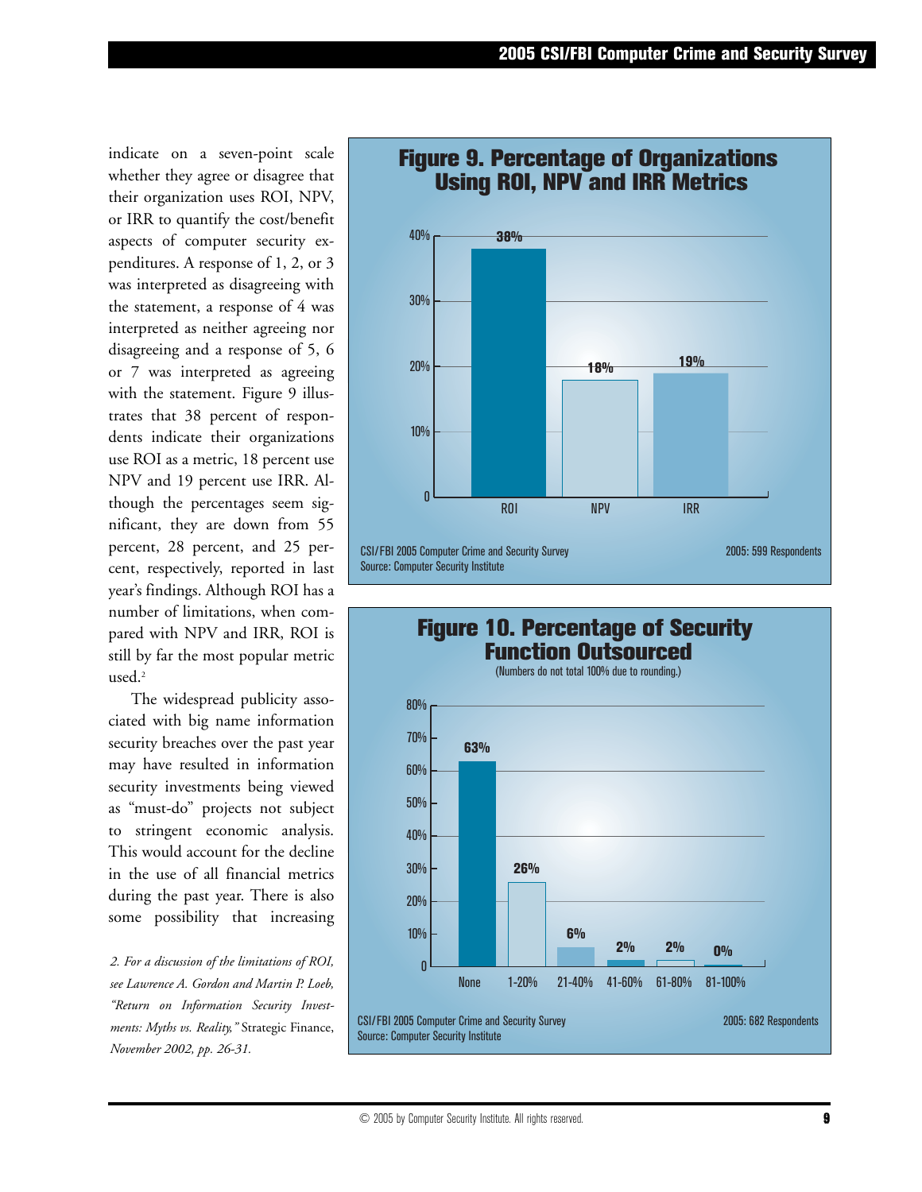indicate on a seven-point scale whether they agree or disagree that their organization uses ROI, NPV, or IRR to quantify the cost/benefit aspects of computer security expenditures. A response of 1, 2, or 3 was interpreted as disagreeing with the statement, a response of 4 was interpreted as neither agreeing nor disagreeing and a response of 5, 6 or 7 was interpreted as agreeing with the statement. Figure 9 illustrates that 38 percent of respondents indicate their organizations use ROI as a metric, 18 percent use NPV and 19 percent use IRR. Although the percentages seem significant, they are down from 55 percent, 28 percent, and 25 percent, respectively, reported in last year's findings. Although ROI has a number of limitations, when compared with NPV and IRR, ROI is still by far the most popular metric used.[2]

The widespread publicity associated with big name information security breaches over the past year may have resulted in information security investments being viewed as "must-do" projects not subject to stringent economic analysis. This would account for the decline in the use of all financial metrics during the past year. There is also some possibility that increasing

## Figure 9. Percentage of Organizations Using ROI, NPV and IRR Metrics

| Metric | Percentage |
| --- | --- |
| ROI | 38% |
| NPV | 18% |
| IRR | 19% |

CSI/FBI 2005 Computer Crime and Security Survey
Source: Computer Security Institute
2005: 599 Respondents

## Figure 10. Percentage of Security Function Outsourced

(Numbers do not total 100% due to rounding.)

| Percentage Outsourced | Percentage of Respondents |
| --- | --- |
| None | 63% |
| 1-20% | 26% |
| 21-40% | 6% |
| 41-60% | 2% |
| 61-80% | 2% |
| 81-100% | 0% |

CSI/FBI 2005 Computer Crime and Security Survey
Source: Computer Security Institute
2005: 682 Respondents

*2. For a discussion of the limitations of ROI, see Lawrence A. Gordon and Martin P. Loeb, "Return on Information Security Investments: Myths vs. Reality,"* Strategic Finance, *November 2002, pp. 26-31.*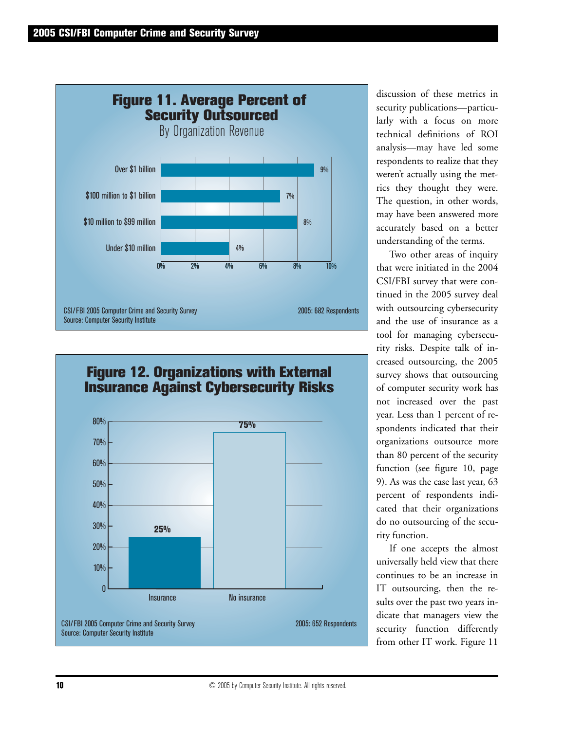## Figure 11. Average Percent of Security Outsourced

By Organization Revenue

| Organization Revenue | Average Percent Outsourced |
|---|---|
| Over $1 billion | 9% |
| $100 million to $1 billion | 7% |
| $10 million to $99 million | 8% |
| Under $10 million | 4% |

CSI/FBI 2005 Computer Crime and Security Survey
Source: Computer Security Institute

2005: 682 Respondents

## Figure 12. Organizations with External Insurance Against Cybersecurity Risks

| | Percent |
|---|---|
| Insurance | 25% |
| No insurance | 75% |

CSI/FBI 2005 Computer Crime and Security Survey
Source: Computer Security Institute

2005: 652 Respondents

discussion of these metrics in security publications—particularly with a focus on more technical definitions of ROI analysis—may have led some respondents to realize that they weren't actually using the metrics they thought they were. The question, in other words, may have been answered more accurately based on a better understanding of the terms.

Two other areas of inquiry that were initiated in the 2004 CSI/FBI survey that were continued in the 2005 survey deal with outsourcing cybersecurity and the use of insurance as a tool for managing cybersecurity risks. Despite talk of increased outsourcing, the 2005 survey shows that outsourcing of computer security work has not increased over the past year. Less than 1 percent of respondents indicated that their organizations outsource more than 80 percent of the security function (see figure 10, page 9). As was the case last year, 63 percent of respondents indicated that their organizations do no outsourcing of the security function.

If one accepts the almost universally held view that there continues to be an increase in IT outsourcing, then the results over the past two years indicate that managers view the security function differently from other IT work. Figure 11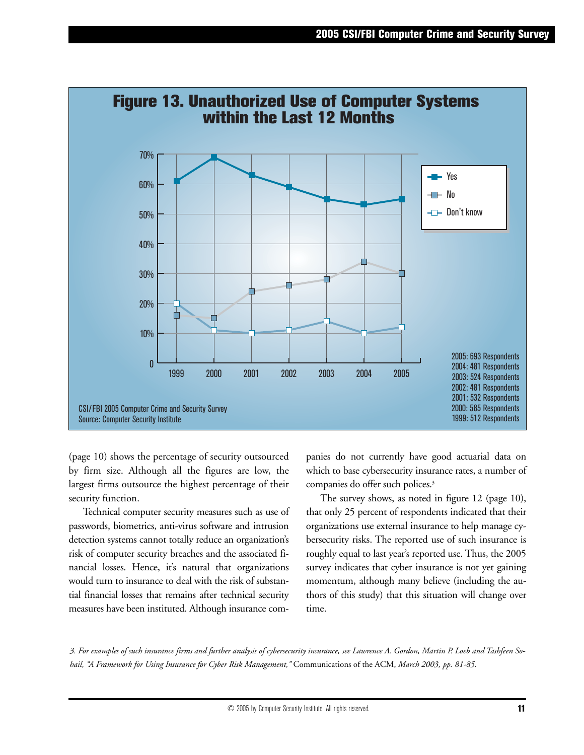**Figure 13. Unauthorized Use of Computer Systems within the Last 12 Months**

CSI/FBI 2005 Computer Crime and Security Survey
Source: Computer Security Institute

2005: 693 Respondents
2004: 481 Respondents
2003: 524 Respondents
2002: 481 Respondents
2001: 532 Respondents
2000: 585 Respondents
1999: 512 Respondents

(page 10) shows the percentage of security outsourced by firm size. Although all the figures are low, the largest firms outsource the highest percentage of their security function.

Technical computer security measures such as use of passwords, biometrics, anti-virus software and intrusion detection systems cannot totally reduce an organization's risk of computer security breaches and the associated financial losses. Hence, it's natural that organizations would turn to insurance to deal with the risk of substantial financial losses that remains after technical security measures have been instituted. Although insurance companies do not currently have good actuarial data on which to base cybersecurity insurance rates, a number of companies do offer such polices.[3]

The survey shows, as noted in figure 12 (page 10), that only 25 percent of respondents indicated that their organizations use external insurance to help manage cybersecurity risks. The reported use of such insurance is roughly equal to last year's reported use. Thus, the 2005 survey indicates that cyber insurance is not yet gaining momentum, although many believe (including the authors of this study) that this situation will change over time.

*3. For examples of such insurance firms and further analysis of cybersecurity insurance, see Lawrence A. Gordon, Martin P. Loeb and Tashfeen Sohail, "A Framework for Using Insurance for Cyber Risk Management,"* Communications of the ACM, *March 2003, pp. 81-85.*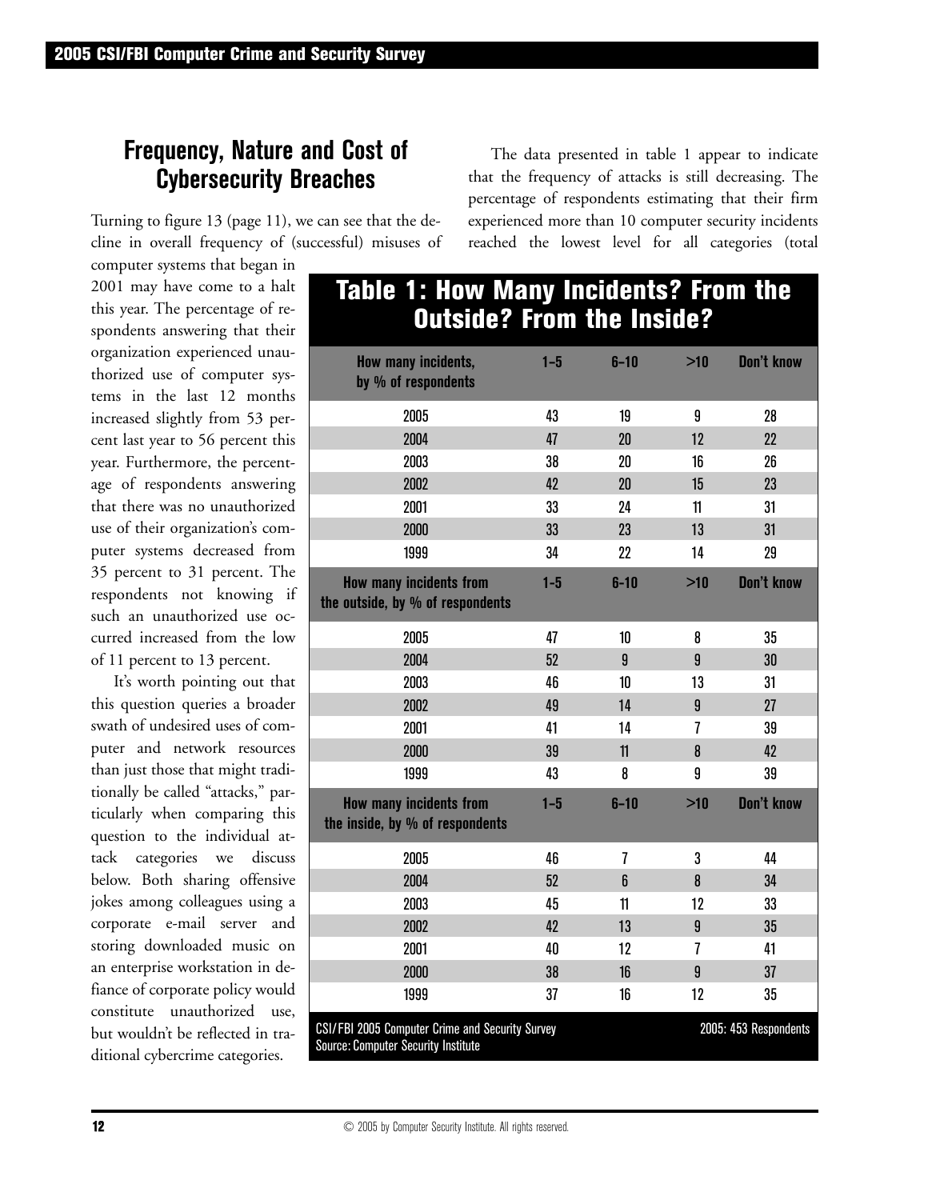## Frequency, Nature and Cost of Cybersecurity Breaches

Turning to figure 13 (page 11), we can see that the decline in overall frequency of (successful) misuses of computer systems that began in 2001 may have come to a halt this year. The percentage of respondents answering that their organization experienced unauthorized use of computer systems in the last 12 months increased slightly from 53 percent last year to 56 percent this year. Furthermore, the percentage of respondents answering that there was no unauthorized use of their organization's computer systems decreased from 35 percent to 31 percent. The respondents not knowing if such an unauthorized use occurred increased from the low of 11 percent to 13 percent.

It's worth pointing out that this question queries a broader swath of undesired uses of computer and network resources than just those that might traditionally be called "attacks," particularly when comparing this question to the individual attack categories we discuss below. Both sharing offensive jokes among colleagues using a corporate e-mail server and storing downloaded music on an enterprise workstation in defiance of corporate policy would constitute unauthorized use, but wouldn't be reflected in traditional cybercrime categories.

The data presented in table 1 appear to indicate that the frequency of attacks is still decreasing. The percentage of respondents estimating that their firm experienced more than 10 computer security incidents reached the lowest level for all categories (total

### Table 1: How Many Incidents? From the Outside? From the Inside?

| How many incidents, by % of respondents | 1–5 | 6–10 | >10 | Don't know |
|---|---|---|---|---|
| 2005 | 43 | 19 | 9 | 28 |
| 2004 | 47 | 20 | 12 | 22 |
| 2003 | 38 | 20 | 16 | 26 |
| 2002 | 42 | 20 | 15 | 23 |
| 2001 | 33 | 24 | 11 | 31 |
| 2000 | 33 | 23 | 13 | 31 |
| 1999 | 34 | 22 | 14 | 29 |
| **How many incidents from the outside, by % of respondents** | **1–5** | **6–10** | **>10** | **Don't know** |
| 2005 | 47 | 10 | 8 | 35 |
| 2004 | 52 | 9 | 9 | 30 |
| 2003 | 46 | 10 | 13 | 31 |
| 2002 | 49 | 14 | 9 | 27 |
| 2001 | 41 | 14 | 7 | 39 |
| 2000 | 39 | 11 | 8 | 42 |
| 1999 | 43 | 8 | 9 | 39 |
| **How many incidents from the inside, by % of respondents** | **1–5** | **6–10** | **>10** | **Don't know** |
| 2005 | 46 | 7 | 3 | 44 |
| 2004 | 52 | 6 | 8 | 34 |
| 2003 | 45 | 11 | 12 | 33 |
| 2002 | 42 | 13 | 9 | 35 |
| 2001 | 40 | 12 | 7 | 41 |
| 2000 | 38 | 16 | 9 | 37 |
| 1999 | 37 | 16 | 12 | 35 |

CSI/FBI 2005 Computer Crime and Security Survey
Source: Computer Security Institute
2005: 453 Respondents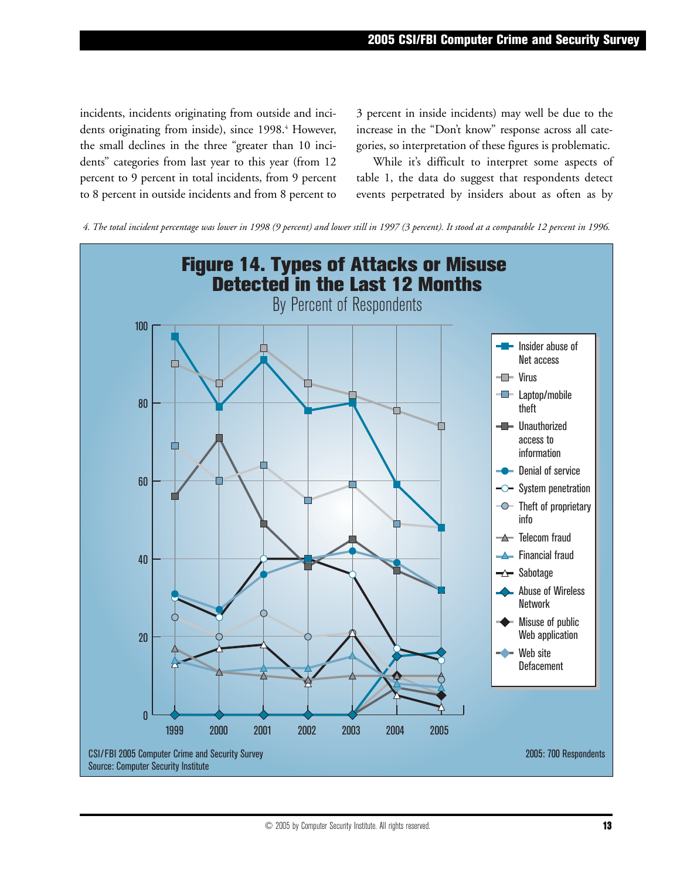incidents, incidents originating from outside and incidents originating from inside), since 1998.[4] However, the small declines in the three "greater than 10 incidents" categories from last year to this year (from 12 percent to 9 percent in total incidents, from 9 percent to 8 percent in outside incidents and from 8 percent to 3 percent in inside incidents) may well be due to the increase in the "Don't know" response across all categories, so interpretation of these figures is problematic.

While it's difficult to interpret some aspects of table 1, the data do suggest that respondents detect events perpetrated by insiders about as often as by

*4. The total incident percentage was lower in 1998 (9 percent) and lower still in 1997 (3 percent). It stood at a comparable 12 percent in 1996.*

**Figure 14. Types of Attacks or Misuse Detected in the Last 12 Months**

By Percent of Respondents

Legend: Insider abuse of Net access; Virus; Laptop/mobile theft; Unauthorized access to information; Denial of service; System penetration; Theft of proprietary info; Telecom fraud; Financial fraud; Sabotage; Abuse of Wireless Network; Misuse of public Web application; Web site Defacement

CSI/FBI 2005 Computer Crime and Security Survey
Source: Computer Security Institute

2005: 700 Respondents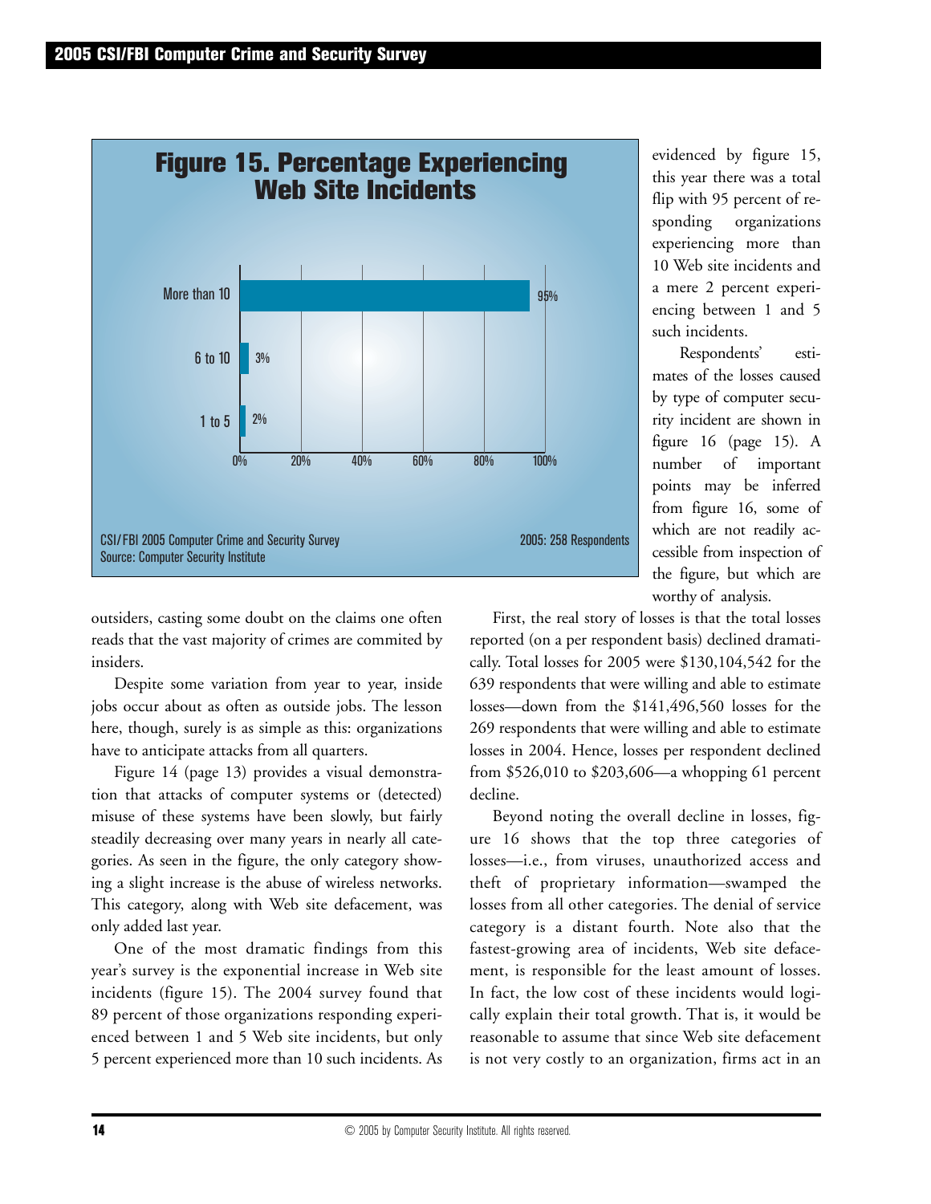**Figure 15. Percentage Experiencing Web Site Incidents**

| Number of incidents | Percentage |
|---|---|
| More than 10 | 95% |
| 6 to 10 | 3% |
| 1 to 5 | 2% |

CSI/FBI 2005 Computer Crime and Security Survey
Source: Computer Security Institute
2005: 258 Respondents

outsiders, casting some doubt on the claims one often reads that the vast majority of crimes are commited by insiders.

Despite some variation from year to year, inside jobs occur about as often as outside jobs. The lesson here, though, surely is as simple as this: organizations have to anticipate attacks from all quarters.

Figure 14 (page 13) provides a visual demonstration that attacks of computer systems or (detected) misuse of these systems have been slowly, but fairly steadily decreasing over many years in nearly all categories. As seen in the figure, the only category showing a slight increase is the abuse of wireless networks. This category, along with Web site defacement, was only added last year.

One of the most dramatic findings from this year's survey is the exponential increase in Web site incidents (figure 15). The 2004 survey found that 89 percent of those organizations responding experienced between 1 and 5 Web site incidents, but only 5 percent experienced more than 10 such incidents. As evidenced by figure 15, this year there was a total flip with 95 percent of responding organizations experiencing more than 10 Web site incidents and a mere 2 percent experiencing between 1 and 5 such incidents.

Respondents' estimates of the losses caused by type of computer security incident are shown in figure 16 (page 15). A number of important points may be inferred from figure 16, some of which are not readily accessible from inspection of the figure, but which are worthy of analysis.

First, the real story of losses is that the total losses reported (on a per respondent basis) declined dramatically. Total losses for 2005 were $130,104,542 for the 639 respondents that were willing and able to estimate losses—down from the $141,496,560 losses for the 269 respondents that were willing and able to estimate losses in 2004. Hence, losses per respondent declined from $526,010 to $203,606—a whopping 61 percent decline.

Beyond noting the overall decline in losses, figure 16 shows that the top three categories of losses—i.e., from viruses, unauthorized access and theft of proprietary information—swamped the losses from all other categories. The denial of service category is a distant fourth. Note also that the fastest-growing area of incidents, Web site defacement, is responsible for the least amount of losses. In fact, the low cost of these incidents would logically explain their total growth. That is, it would be reasonable to assume that since Web site defacement is not very costly to an organization, firms act in an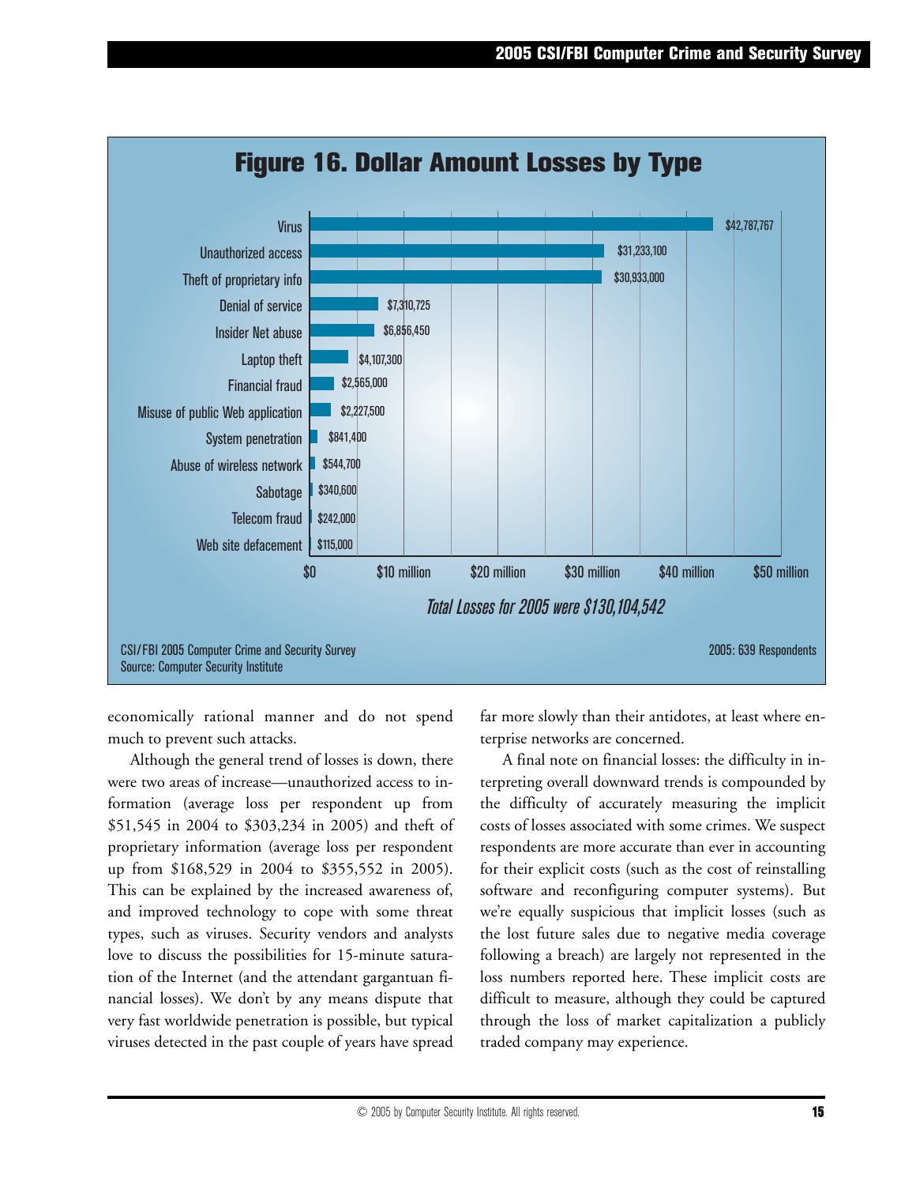## Figure 16. Dollar Amount Losses by Type

| Type | Loss |
|---|---|
| Virus | $42,787,767 |
| Unauthorized access | $31,233,100 |
| Theft of proprietary info | $30,933,000 |
| Denial of service | $7,310,725 |
| Insider Net abuse | $6,856,450 |
| Laptop theft | $4,107,300 |
| Financial fraud | $2,565,000 |
| Misuse of public Web application | $2,227,500 |
| System penetration | $841,400 |
| Abuse of wireless network | $544,700 |
| Sabotage | $340,600 |
| Telecom fraud | $242,000 |
| Web site defacement | $115,000 |

*Total Losses for 2005 were $130,104,542*

CSI/FBI 2005 Computer Crime and Security Survey
Source: Computer Security Institute

2005: 639 Respondents

economically rational manner and do not spend much to prevent such attacks.

Although the general trend of losses is down, there were two areas of increase—unauthorized access to information (average loss per respondent up from $51,545 in 2004 to $303,234 in 2005) and theft of proprietary information (average loss per respondent up from $168,529 in 2004 to $355,552 in 2005). This can be explained by the increased awareness of, and improved technology to cope with some threat types, such as viruses. Security vendors and analysts love to discuss the possibilities for 15-minute saturation of the Internet (and the attendant gargantuan financial losses). We don't by any means dispute that very fast worldwide penetration is possible, but typical viruses detected in the past couple of years have spread far more slowly than their antidotes, at least where enterprise networks are concerned.

A final note on financial losses: the difficulty in interpreting overall downward trends is compounded by the difficulty of accurately measuring the implicit costs of losses associated with some crimes. We suspect respondents are more accurate than ever in accounting for their explicit costs (such as the cost of reinstalling software and reconfiguring computer systems). But we're equally suspicious that implicit losses (such as the lost future sales due to negative media coverage following a breach) are largely not represented in the loss numbers reported here. These implicit costs are difficult to measure, although they could be captured through the loss of market capitalization a publicly traded company may experience.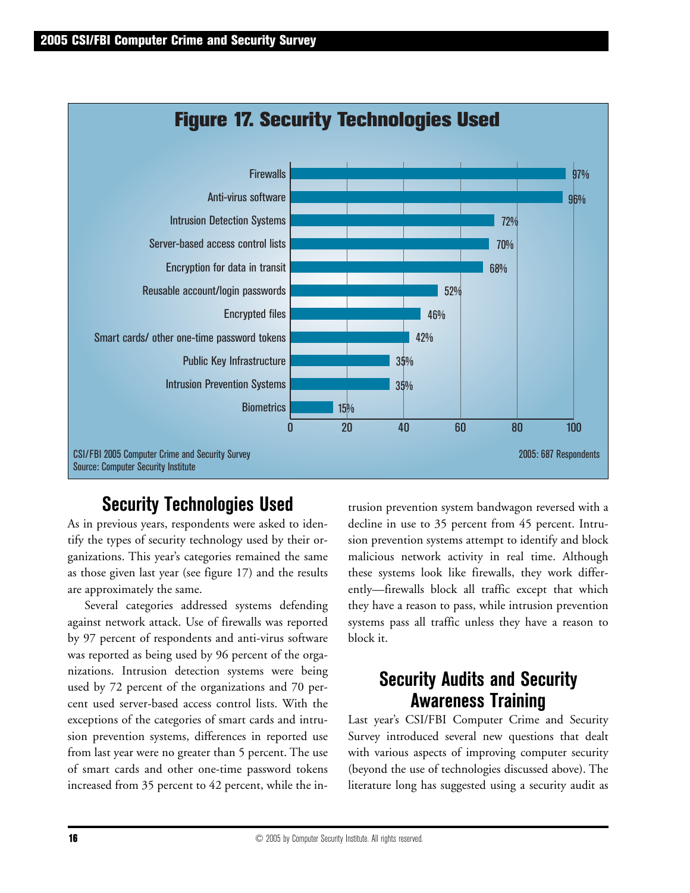## Figure 17. Security Technologies Used

| Technology | Percent |
|---|---|
| Firewalls | 97% |
| Anti-virus software | 96% |
| Intrusion Detection Systems | 72% |
| Server-based access control lists | 70% |
| Encryption for data in transit | 68% |
| Reusable account/login passwords | 52% |
| Encrypted files | 46% |
| Smart cards/ other one-time password tokens | 42% |
| Public Key Infrastructure | 35% |
| Intrusion Prevention Systems | 35% |
| Biometrics | 15% |

CSI/FBI 2005 Computer Crime and Security Survey
Source: Computer Security Institute

2005: 687 Respondents

## Security Technologies Used

As in previous years, respondents were asked to identify the types of security technology used by their organizations. This year's categories remained the same as those given last year (see figure 17) and the results are approximately the same.

Several categories addressed systems defending against network attack. Use of firewalls was reported by 97 percent of respondents and anti-virus software was reported as being used by 96 percent of the organizations. Intrusion detection systems were being used by 72 percent of the organizations and 70 percent used server-based access control lists. With the exceptions of the categories of smart cards and intrusion prevention systems, differences in reported use from last year were no greater than 5 percent. The use of smart cards and other one-time password tokens increased from 35 percent to 42 percent, while the intrusion prevention system bandwagon reversed with a decline in use to 35 percent from 45 percent. Intrusion prevention systems attempt to identify and block malicious network activity in real time. Although these systems look like firewalls, they work differently—firewalls block all traffic except that which they have a reason to pass, while intrusion prevention systems pass all traffic unless they have a reason to block it.

## Security Audits and Security Awareness Training

Last year's CSI/FBI Computer Crime and Security Survey introduced several new questions that dealt with various aspects of improving computer security (beyond the use of technologies discussed above). The literature long has suggested using a security audit as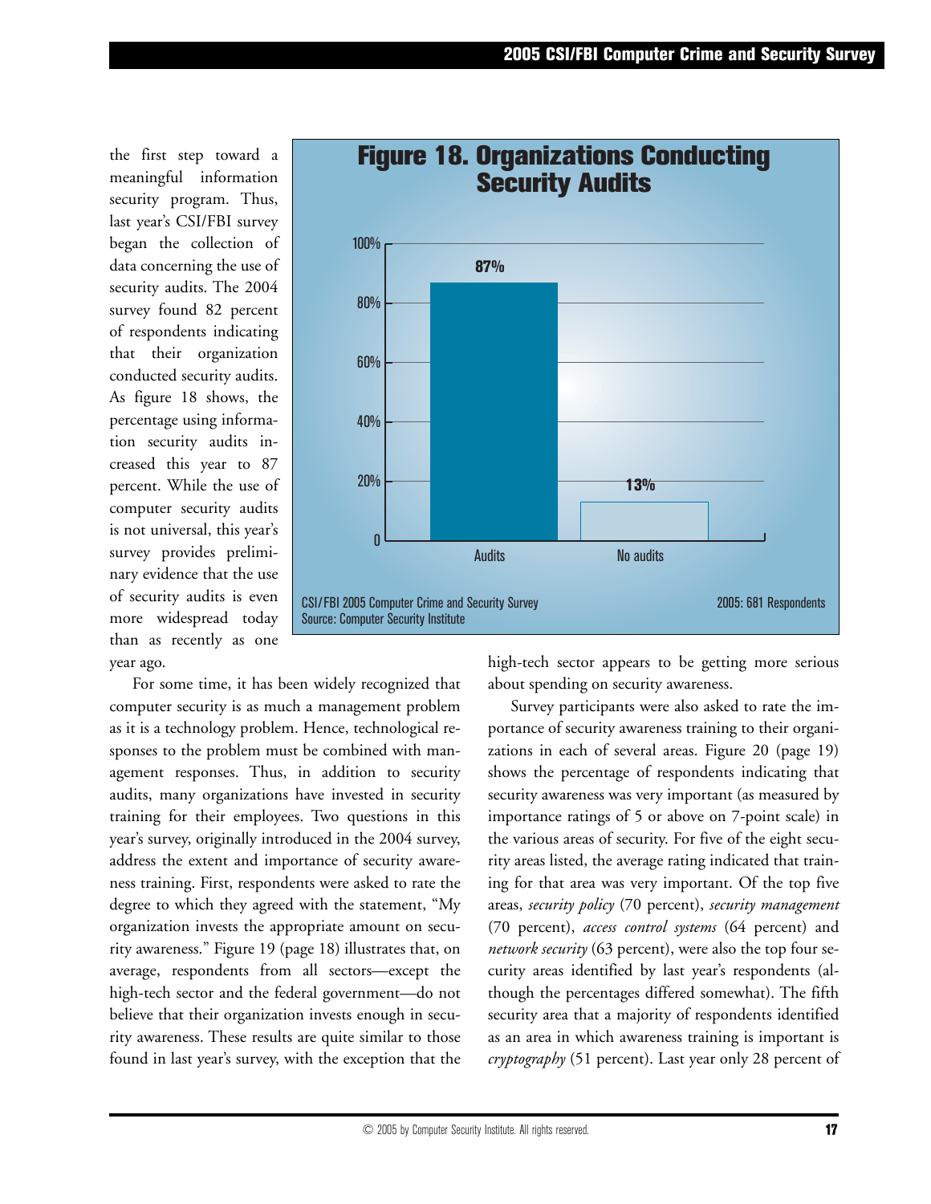the first step toward a meaningful information security program. Thus, last year's CSI/FBI survey began the collection of data concerning the use of security audits. The 2004 survey found 82 percent of respondents indicating that their organization conducted security audits. As figure 18 shows, the percentage using information security audits increased this year to 87 percent. While the use of computer security audits is not universal, this year's survey provides preliminary evidence that the use of security audits is even more widespread today than as recently as one year ago.

**Figure 18. Organizations Conducting Security Audits**

| | Percentage |
|---|---|
| Audits | 87% |
| No audits | 13% |

CSI/FBI 2005 Computer Crime and Security Survey
Source: Computer Security Institute
2005: 681 Respondents

For some time, it has been widely recognized that computer security is as much a management problem as it is a technology problem. Hence, technological responses to the problem must be combined with management responses. Thus, in addition to security audits, many organizations have invested in security training for their employees. Two questions in this year's survey, originally introduced in the 2004 survey, address the extent and importance of security awareness training. First, respondents were asked to rate the degree to which they agreed with the statement, "My organization invests the appropriate amount on security awareness." Figure 19 (page 18) illustrates that, on average, respondents from all sectors—except the high-tech sector and the federal government—do not believe that their organization invests enough in security awareness. These results are quite similar to those found in last year's survey, with the exception that the high-tech sector appears to be getting more serious about spending on security awareness.

Survey participants were also asked to rate the importance of security awareness training to their organizations in each of several areas. Figure 20 (page 19) shows the percentage of respondents indicating that security awareness was very important (as measured by importance ratings of 5 or above on 7-point scale) in the various areas of security. For five of the eight security areas listed, the average rating indicated that training for that area was very important. Of the top five areas, *security policy* (70 percent), *security management* (70 percent), *access control systems* (64 percent) and *network security* (63 percent), were also the top four security areas identified by last year's respondents (although the percentages differed somewhat). The fifth security area that a majority of respondents identified as an area in which awareness training is important is *cryptography* (51 percent). Last year only 28 percent of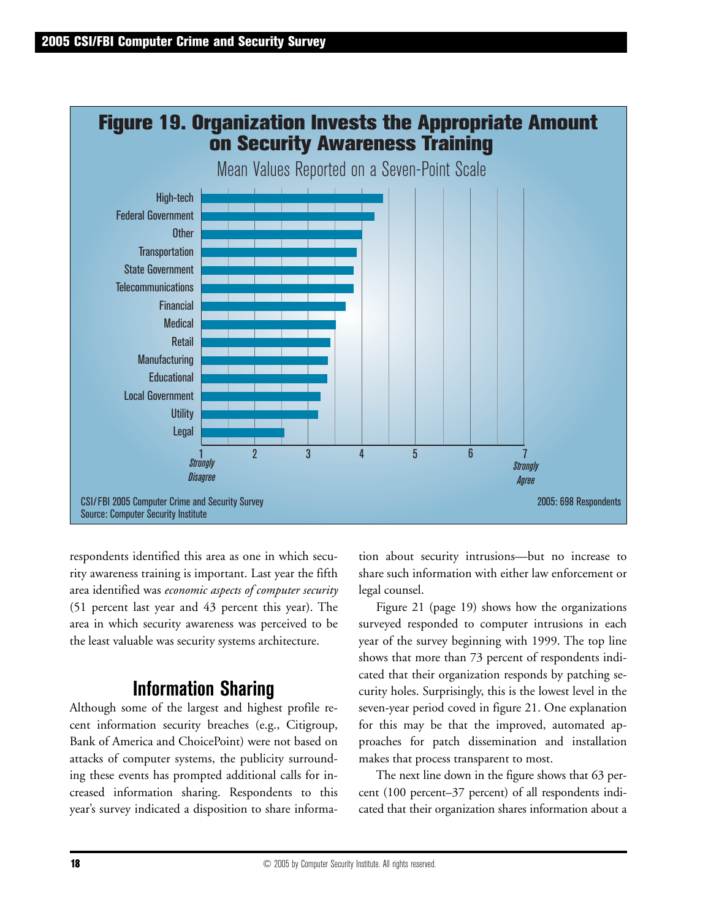## Figure 19. Organization Invests the Appropriate Amount on Security Awareness Training

Mean Values Reported on a Seven-Point Scale

| Sector |
|---|
| High-tech |
| Federal Government |
| Other |
| Transportation |
| State Government |
| Telecommunications |
| Financial |
| Medical |
| Retail |
| Manufacturing |
| Educational |
| Local Government |
| Utility |
| Legal |

Scale: 1 *Strongly Disagree* — 7 *Strongly Agree*

CSI/FBI 2005 Computer Crime and Security Survey
Source: Computer Security Institute

2005: 698 Respondents

respondents identified this area as one in which security awareness training is important. Last year the fifth area identified was *economic aspects of computer security* (51 percent last year and 43 percent this year). The area in which security awareness was perceived to be the least valuable was security systems architecture.

## Information Sharing

Although some of the largest and highest profile recent information security breaches (e.g., Citigroup, Bank of America and ChoicePoint) were not based on attacks of computer systems, the publicity surrounding these events has prompted additional calls for increased information sharing. Respondents to this year's survey indicated a disposition to share information about security intrusions—but no increase to share such information with either law enforcement or legal counsel.

Figure 21 (page 19) shows how the organizations surveyed responded to computer intrusions in each year of the survey beginning with 1999. The top line shows that more than 73 percent of respondents indicated that their organization responds by patching security holes. Surprisingly, this is the lowest level in the seven-year period coved in figure 21. One explanation for this may be that the improved, automated approaches for patch dissemination and installation makes that process transparent to most.

The next line down in the figure shows that 63 percent (100 percent–37 percent) of all respondents indicated that their organization shares information about a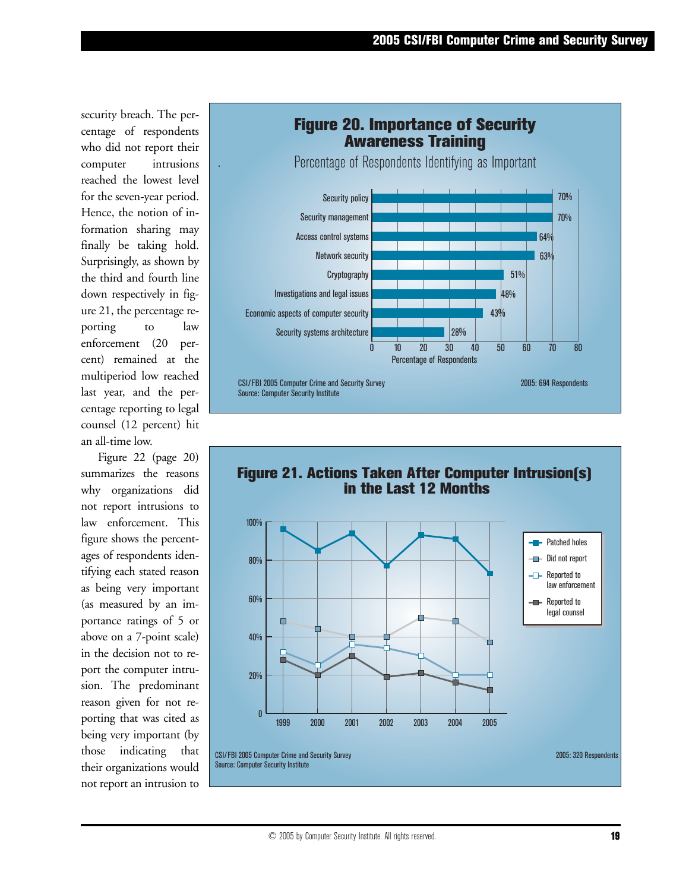security breach. The percentage of respondents who did not report their computer intrusions reached the lowest level for the seven-year period. Hence, the notion of information sharing may finally be taking hold. Surprisingly, as shown by the third and fourth line down respectively in figure 21, the percentage reporting to law enforcement (20 percent) remained at the multiperiod low reached last year, and the percentage reporting to legal counsel (12 percent) hit an all-time low.

Figure 22 (page 20) summarizes the reasons why organizations did not report intrusions to law enforcement. This figure shows the percentages of respondents identifying each stated reason as being very important (as measured by an importance ratings of 5 or above on a 7-point scale) in the decision not to report the computer intrusion. The predominant reason given for not reporting that was cited as being very important (by those indicating that their organizations would not report an intrusion to

## Figure 20. Importance of Security Awareness Training

Percentage of Respondents Identifying as Important

| Topic | Percentage of Respondents |
|---|---|
| Security policy | 70% |
| Security management | 70% |
| Access control systems | 64% |
| Network security | 63% |
| Cryptography | 51% |
| Investigations and legal issues | 48% |
| Economic aspects of computer security | 43% |
| Security systems architecture | 28% |

CSI/FBI 2005 Computer Crime and Security Survey
Source: Computer Security Institute

2005: 694 Respondents

## Figure 21. Actions Taken After Computer Intrusion(s) in the Last 12 Months

Legend: Patched holes; Did not report; Reported to law enforcement; Reported to legal counsel

CSI/FBI 2005 Computer Crime and Security Survey
Source: Computer Security Institute

2005: 320 Respondents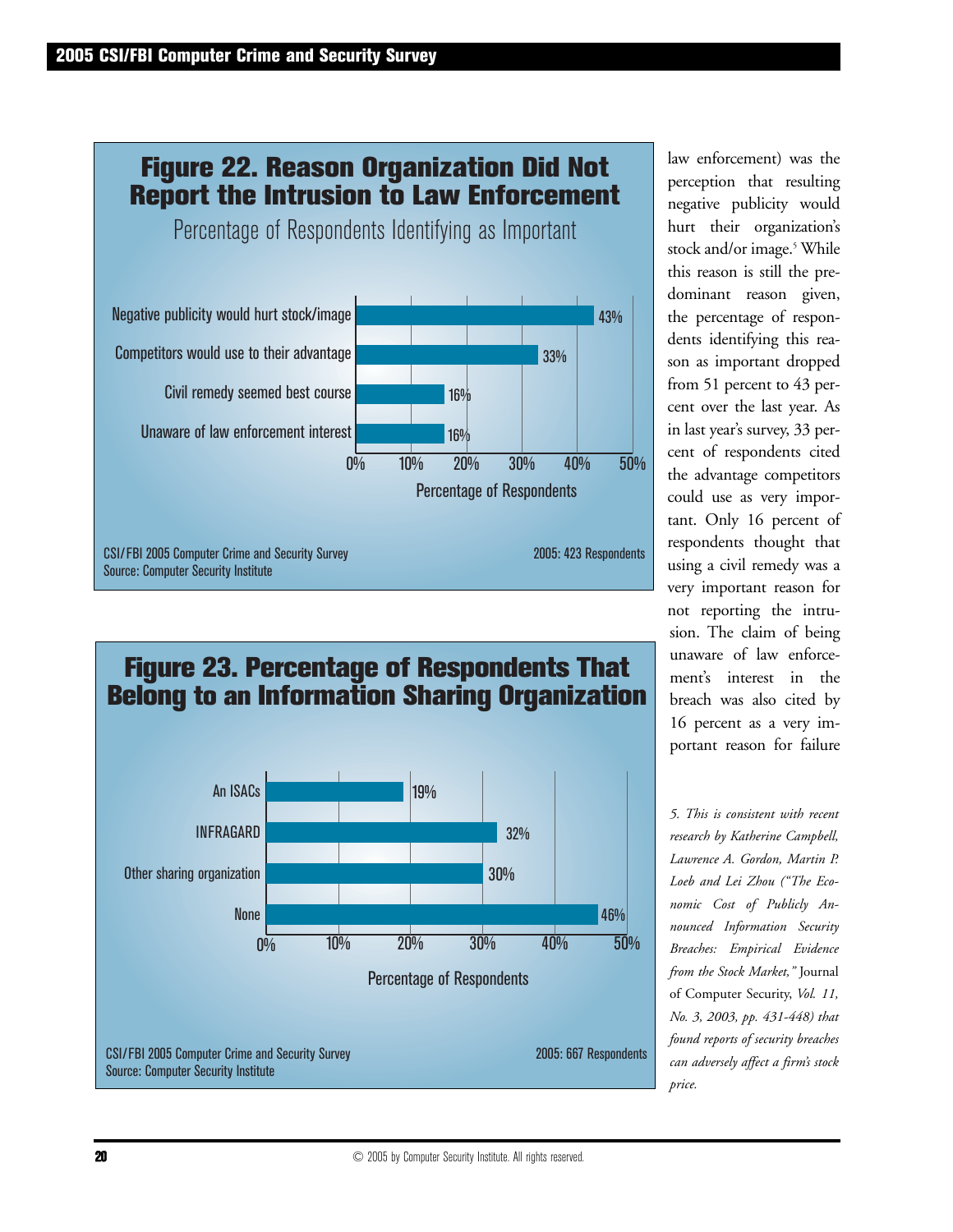## Figure 22. Reason Organization Did Not Report the Intrusion to Law Enforcement

Percentage of Respondents Identifying as Important

| Reason | Percentage of Respondents |
| --- | --- |
| Negative publicity would hurt stock/image | 43% |
| Competitors would use to their advantage | 33% |
| Civil remedy seemed best course | 16% |
| Unaware of law enforcement interest | 16% |

CSI/FBI 2005 Computer Crime and Security Survey
Source: Computer Security Institute
2005: 423 Respondents

## Figure 23. Percentage of Respondents That Belong to an Information Sharing Organization

| Organization | Percentage of Respondents |
| --- | --- |
| An ISACs | 19% |
| INFRAGARD | 32% |
| Other sharing organization | 30% |
| None | 46% |

CSI/FBI 2005 Computer Crime and Security Survey
Source: Computer Security Institute
2005: 667 Respondents

law enforcement) was the perception that resulting negative publicity would hurt their organization's stock and/or image.[5] While this reason is still the predominant reason given, the percentage of respondents identifying this reason as important dropped from 51 percent to 43 percent over the last year. As in last year's survey, 33 percent of respondents cited the advantage competitors could use as very important. Only 16 percent of respondents thought that using a civil remedy was a very important reason for not reporting the intrusion. The claim of being unaware of law enforcement's interest in the breach was also cited by 16 percent as a very important reason for failure

*5. This is consistent with recent research by Katherine Campbell, Lawrence A. Gordon, Martin P. Loeb and Lei Zhou ("The Economic Cost of Publicly Announced Information Security Breaches: Empirical Evidence from the Stock Market,"* Journal of Computer Security, *Vol. 11, No. 3, 2003, pp. 431-448) that found reports of security breaches can adversely affect a firm's stock price.*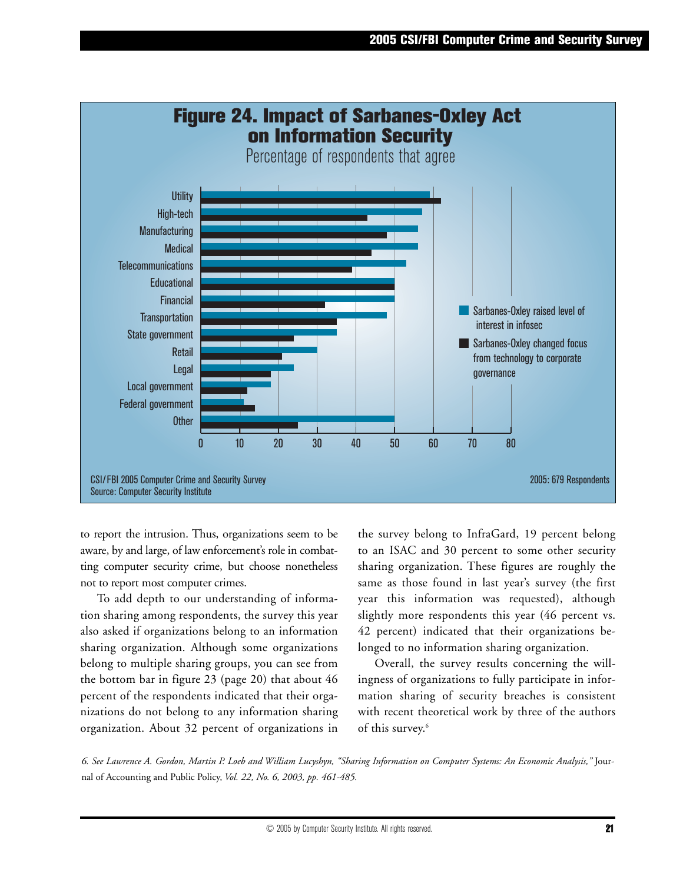**Figure 24. Impact of Sarbanes-Oxley Act on Information Security**

Percentage of respondents that agree

| Sector | Sarbanes-Oxley raised level of interest in infosec | Sarbanes-Oxley changed focus from technology to corporate governance |
|---|---|---|
| Utility | 59 | 62 |
| High-tech | 57 | 43 |
| Manufacturing | 56 | 48 |
| Medical | 56 | 44 |
| Telecommunications | 53 | 39 |
| Educational | 50 | 50 |
| Financial | 50 | 32 |
| Transportation | 48 | 35 |
| State government | 35 | 24 |
| Retail | 30 | 21 |
| Legal | 24 | 18 |
| Local government | 18 | 12 |
| Federal government | 11 | 14 |
| Other | 50 | 25 |

CSI/FBI 2005 Computer Crime and Security Survey
Source: Computer Security Institute

2005: 679 Respondents

to report the intrusion. Thus, organizations seem to be aware, by and large, of law enforcement's role in combatting computer security crime, but choose nonetheless not to report most computer crimes.

To add depth to our understanding of information sharing among respondents, the survey this year also asked if organizations belong to an information sharing organization. Although some organizations belong to multiple sharing groups, you can see from the bottom bar in figure 23 (page 20) that about 46 percent of the respondents indicated that their organizations do not belong to any information sharing organization. About 32 percent of organizations in the survey belong to InfraGard, 19 percent belong to an ISAC and 30 percent to some other security sharing organization. These figures are roughly the same as those found in last year's survey (the first year this information was requested), although slightly more respondents this year (46 percent vs. 42 percent) indicated that their organizations belonged to no information sharing organization.

Overall, the survey results concerning the willingness of organizations to fully participate in information sharing of security breaches is consistent with recent theoretical work by three of the authors of this survey.[6]

6. *See Lawrence A. Gordon, Martin P. Loeb and William Lucyshyn, "Sharing Information on Computer Systems: An Economic Analysis,"* Journal of Accounting and Public Policy, *Vol. 22, No. 6, 2003, pp. 461-485.*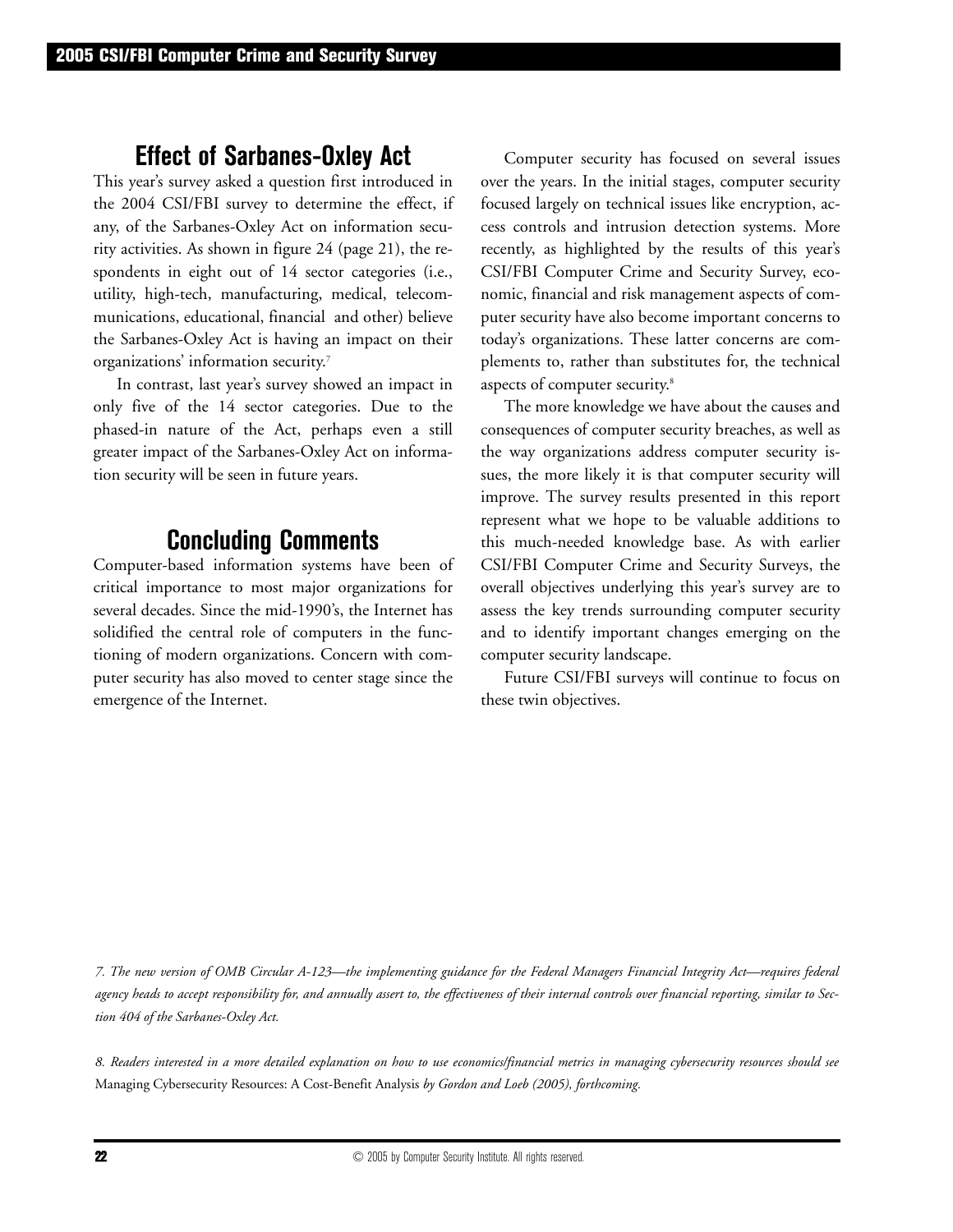## Effect of Sarbanes-Oxley Act

This year's survey asked a question first introduced in the 2004 CSI/FBI survey to determine the effect, if any, of the Sarbanes-Oxley Act on information security activities. As shown in figure 24 (page 21), the respondents in eight out of 14 sector categories (i.e., utility, high-tech, manufacturing, medical, telecommunications, educational, financial and other) believe the Sarbanes-Oxley Act is having an impact on their organizations' information security.[7]

In contrast, last year's survey showed an impact in only five of the 14 sector categories. Due to the phased-in nature of the Act, perhaps even a still greater impact of the Sarbanes-Oxley Act on information security will be seen in future years.

## Concluding Comments

Computer-based information systems have been of critical importance to most major organizations for several decades. Since the mid-1990's, the Internet has solidified the central role of computers in the functioning of modern organizations. Concern with computer security has also moved to center stage since the emergence of the Internet.

Computer security has focused on several issues over the years. In the initial stages, computer security focused largely on technical issues like encryption, access controls and intrusion detection systems. More recently, as highlighted by the results of this year's CSI/FBI Computer Crime and Security Survey, economic, financial and risk management aspects of computer security have also become important concerns to today's organizations. These latter concerns are complements to, rather than substitutes for, the technical aspects of computer security.[8]

The more knowledge we have about the causes and consequences of computer security breaches, as well as the way organizations address computer security issues, the more likely it is that computer security will improve. The survey results presented in this report represent what we hope to be valuable additions to this much-needed knowledge base. As with earlier CSI/FBI Computer Crime and Security Surveys, the overall objectives underlying this year's survey are to assess the key trends surrounding computer security and to identify important changes emerging on the computer security landscape.

Future CSI/FBI surveys will continue to focus on these twin objectives.

*7. The new version of OMB Circular A-123—the implementing guidance for the Federal Managers Financial Integrity Act—requires federal agency heads to accept responsibility for, and annually assert to, the effectiveness of their internal controls over financial reporting, similar to Section 404 of the Sarbanes-Oxley Act.*

*8. Readers interested in a more detailed explanation on how to use economics/financial metrics in managing cybersecurity resources should see* Managing Cybersecurity Resources: A Cost-Benefit Analysis *by Gordon and Loeb (2005), forthcoming.*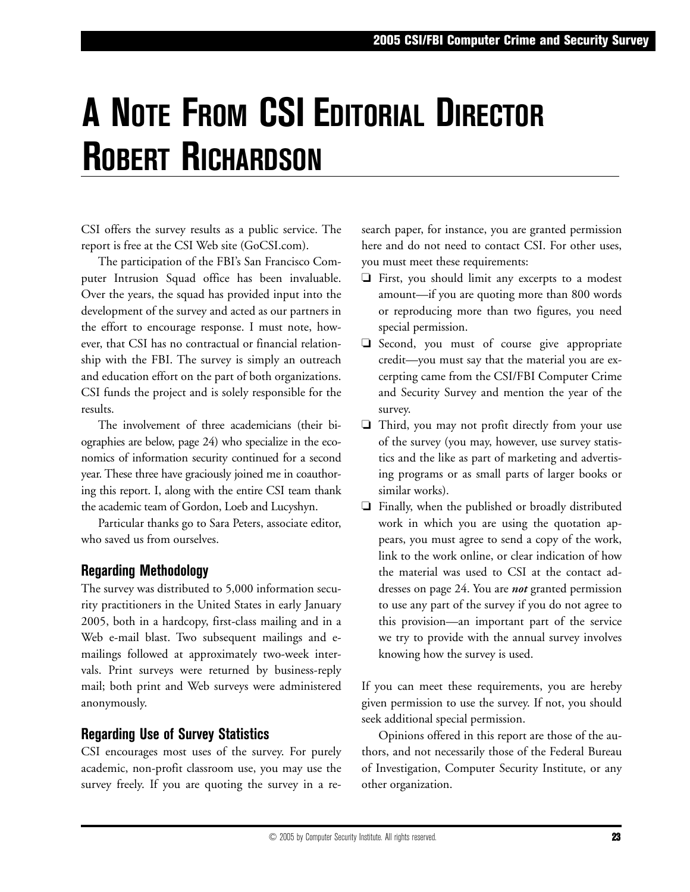# A Note From CSI Editorial Director Robert Richardson

CSI offers the survey results as a public service. The report is free at the CSI Web site (GoCSI.com).

The participation of the FBI's San Francisco Computer Intrusion Squad office has been invaluable. Over the years, the squad has provided input into the development of the survey and acted as our partners in the effort to encourage response. I must note, however, that CSI has no contractual or financial relationship with the FBI. The survey is simply an outreach and education effort on the part of both organizations. CSI funds the project and is solely responsible for the results.

The involvement of three academicians (their biographies are below, page 24) who specialize in the economics of information security continued for a second year. These three have graciously joined me in coauthoring this report. I, along with the entire CSI team thank the academic team of Gordon, Loeb and Lucyshyn.

Particular thanks go to Sara Peters, associate editor, who saved us from ourselves.

### Regarding Methodology

The survey was distributed to 5,000 information security practitioners in the United States in early January 2005, both in a hardcopy, first-class mailing and in a Web e-mail blast. Two subsequent mailings and e-mailings followed at approximately two-week intervals. Print surveys were returned by business-reply mail; both print and Web surveys were administered anonymously.

### Regarding Use of Survey Statistics

CSI encourages most uses of the survey. For purely academic, non-profit classroom use, you may use the survey freely. If you are quoting the survey in a research paper, for instance, you are granted permission here and do not need to contact CSI. For other uses, you must meet these requirements:

- First, you should limit any excerpts to a modest amount—if you are quoting more than 800 words or reproducing more than two figures, you need special permission.
- Second, you must of course give appropriate credit—you must say that the material you are excerpting came from the CSI/FBI Computer Crime and Security Survey and mention the year of the survey.
- Third, you may not profit directly from your use of the survey (you may, however, use survey statistics and the like as part of marketing and advertising programs or as small parts of larger books or similar works).
- Finally, when the published or broadly distributed work in which you are using the quotation appears, you must agree to send a copy of the work, link to the work online, or clear indication of how the material was used to CSI at the contact addresses on page 24. You are ***not*** granted permission to use any part of the survey if you do not agree to this provision—an important part of the service we try to provide with the annual survey involves knowing how the survey is used.

If you can meet these requirements, you are hereby given permission to use the survey. If not, you should seek additional special permission.

Opinions offered in this report are those of the authors, and not necessarily those of the Federal Bureau of Investigation, Computer Security Institute, or any other organization.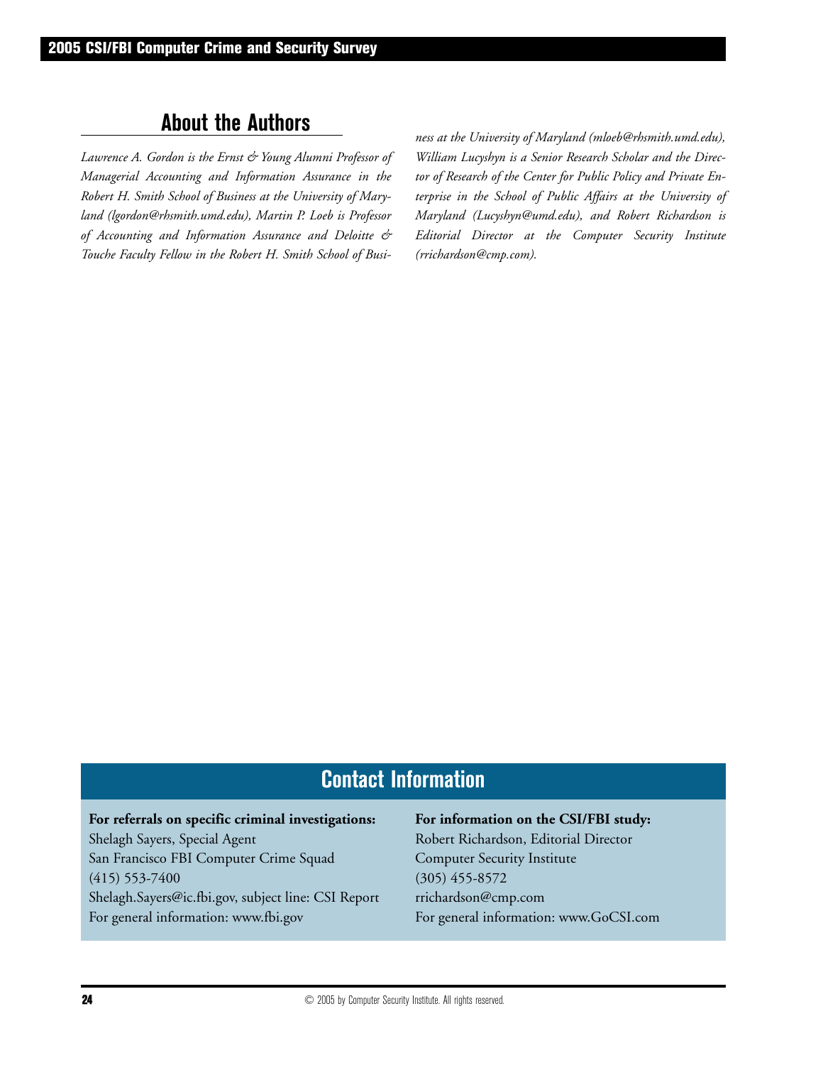## About the Authors

*Lawrence A. Gordon is the Ernst & Young Alumni Professor of Managerial Accounting and Information Assurance in the Robert H. Smith School of Business at the University of Maryland (lgordon@rhsmith.umd.edu), Martin P. Loeb is Professor of Accounting and Information Assurance and Deloitte & Touche Faculty Fellow in the Robert H. Smith School of Business at the University of Maryland (mloeb@rhsmith.umd.edu), William Lucyshyn is a Senior Research Scholar and the Director of Research of the Center for Public Policy and Private Enterprise in the School of Public Affairs at the University of Maryland (Lucyshyn@umd.edu), and Robert Richardson is Editorial Director at the Computer Security Institute (rrichardson@cmp.com).*

## Contact Information

**For referrals on specific criminal investigations:**
Shelagh Sayers, Special Agent
San Francisco FBI Computer Crime Squad
(415) 553-7400
Shelagh.Sayers@ic.fbi.gov, subject line: CSI Report
For general information: www.fbi.gov

**For information on the CSI/FBI study:**
Robert Richardson, Editorial Director
Computer Security Institute
(305) 455-8572
rrichardson@cmp.com
For general information: www.GoCSI.com

© 2005 by Computer Security Institute. All rights reserved.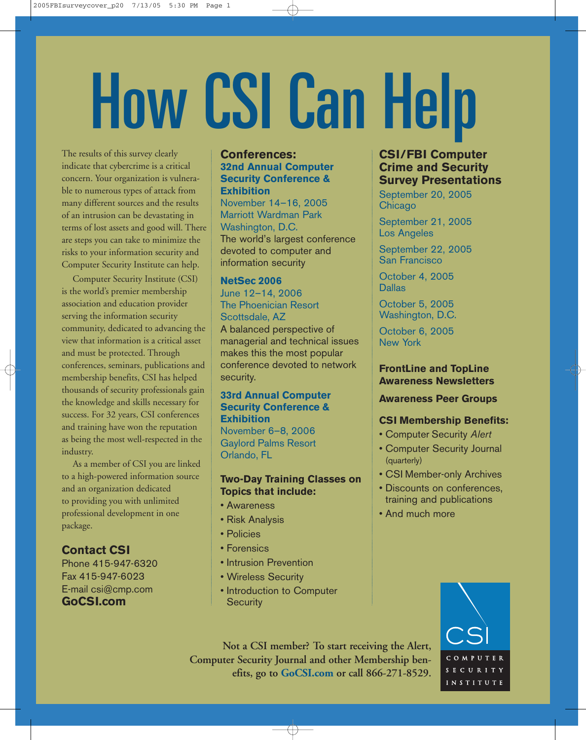# How CSI Can Help

The results of this survey clearly indicate that cybercrime is a critical concern. Your organization is vulnerable to numerous types of attack from many different sources and the results of an intrusion can be devastating in terms of lost assets and good will. There are steps you can take to minimize the risks to your information security and Computer Security Institute can help.

Computer Security Institute (CSI) is the world's premier membership association and education provider serving the information security community, dedicated to advancing the view that information is a critical asset and must be protected. Through conferences, seminars, publications and membership benefits, CSI has helped thousands of security professionals gain the knowledge and skills necessary for success. For 32 years, CSI conferences and training have won the reputation as being the most well-respected in the industry.

As a member of CSI you are linked to a high-powered information source and an organization dedicated to providing you with unlimited professional development in one package.

## Contact CSI

Phone 415-947-6320
Fax 415-947-6023
E-mail csi@cmp.com
**GoCSI.com**

## Conferences:

**32nd Annual Computer Security Conference & Exhibition**
November 14–16, 2005
Marriott Wardman Park
Washington, D.C.
The world's largest conference devoted to computer and information security

**NetSec 2006**
June 12–14, 2006
The Phoenician Resort
Scottsdale, AZ
A balanced perspective of managerial and technical issues makes this the most popular conference devoted to network security.

**33rd Annual Computer Security Conference & Exhibition**
November 6–8, 2006
Gaylord Palms Resort
Orlando, FL

## Two-Day Training Classes on Topics that include:

- Awareness
- Risk Analysis
- Policies
- Forensics
- Intrusion Prevention
- Wireless Security
- Introduction to Computer Security

## CSI/FBI Computer Crime and Security Survey Presentations

September 20, 2005
Chicago

September 21, 2005
Los Angeles

September 22, 2005
San Francisco

October 4, 2005
Dallas

October 5, 2005
Washington, D.C.

October 6, 2005
New York

## FrontLine and TopLine Awareness Newsletters

## Awareness Peer Groups

## CSI Membership Benefits:

- Computer Security *Alert*
- Computer Security Journal (quarterly)
- CSI Member-only Archives
- Discounts on conferences, training and publications
- And much more

**Not a CSI member? To start receiving the Alert, Computer Security Journal and other Membership benefits, go to GoCSI.com or call 866-271-8529.**

CSI COMPUTER SECURITY INSTITUTE